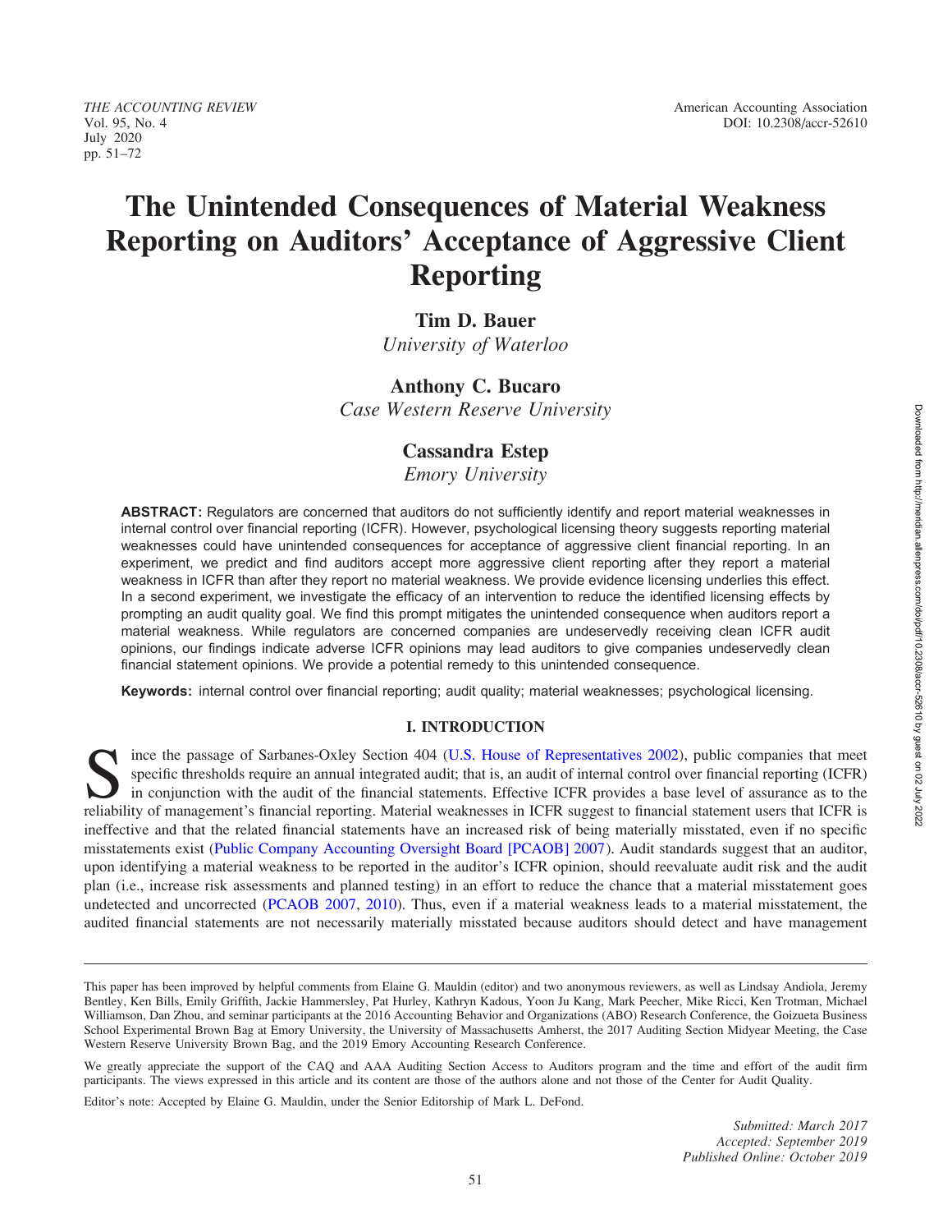# The Unintended Consequences of Material Weakness Reporting on Auditors' Acceptance of Aggressive Client Reporting

**Tim D. Bauer**
*University of Waterloo*

**Anthony C. Bucaro**
*Case Western Reserve University*

**Cassandra Estep**
*Emory University*

**ABSTRACT:** Regulators are concerned that auditors do not sufficiently identify and report material weaknesses in internal control over financial reporting (ICFR). However, psychological licensing theory suggests reporting material weaknesses could have unintended consequences for acceptance of aggressive client financial reporting. In an experiment, we predict and find auditors accept more aggressive client reporting after they report a material weakness in ICFR than after they report no material weakness. We provide evidence licensing underlies this effect. In a second experiment, we investigate the efficacy of an intervention to reduce the identified licensing effects by prompting an audit quality goal. We find this prompt mitigates the unintended consequence when auditors report a material weakness. While regulators are concerned companies are undeservedly receiving clean ICFR audit opinions, our findings indicate adverse ICFR opinions may lead auditors to give companies undeservedly clean financial statement opinions. We provide a potential remedy to this unintended consequence.

**Keywords:** internal control over financial reporting; audit quality; material weaknesses; psychological licensing.

## I. INTRODUCTION

Since the passage of Sarbanes-Oxley Section 404 (U.S. House of Representatives 2002), public companies that meet specific thresholds require an annual integrated audit; that is, an audit of internal control over financial reporting (ICFR) in conjunction with the audit of the financial statements. Effective ICFR provides a base level of assurance as to the reliability of management's financial reporting. Material weaknesses in ICFR suggest to financial statement users that ICFR is ineffective and that the related financial statements have an increased risk of being materially misstated, even if no specific misstatements exist (Public Company Accounting Oversight Board [PCAOB] 2007). Audit standards suggest that an auditor, upon identifying a material weakness to be reported in the auditor's ICFR opinion, should reevaluate audit risk and the audit plan (i.e., increase risk assessments and planned testing) in an effort to reduce the chance that a material misstatement goes undetected and uncorrected (PCAOB 2007, 2010). Thus, even if a material weakness leads to a material misstatement, the audited financial statements are not necessarily materially misstated because auditors should detect and have management

---

This paper has been improved by helpful comments from Elaine G. Mauldin (editor) and two anonymous reviewers, as well as Lindsay Andiola, Jeremy Bentley, Ken Bills, Emily Griffith, Jackie Hammersley, Pat Hurley, Kathryn Kadous, Yoon Ju Kang, Mark Peecher, Mike Ricci, Ken Trotman, Michael Williamson, Dan Zhou, and seminar participants at the 2016 Accounting Behavior and Organizations (ABO) Research Conference, the Goizueta Business School Experimental Brown Bag at Emory University, the University of Massachusetts Amherst, the 2017 Auditing Section Midyear Meeting, the Case Western Reserve University Brown Bag, and the 2019 Emory Accounting Research Conference.

We greatly appreciate the support of the CAQ and AAA Auditing Section Access to Auditors program and the time and effort of the audit firm participants. The views expressed in this article and its content are those of the authors alone and not those of the Center for Audit Quality.

Editor's note: Accepted by Elaine G. Mauldin, under the Senior Editorship of Mark L. DeFond.

*Submitted: March 2017*
*Accepted: September 2019*
*Published Online: October 2019*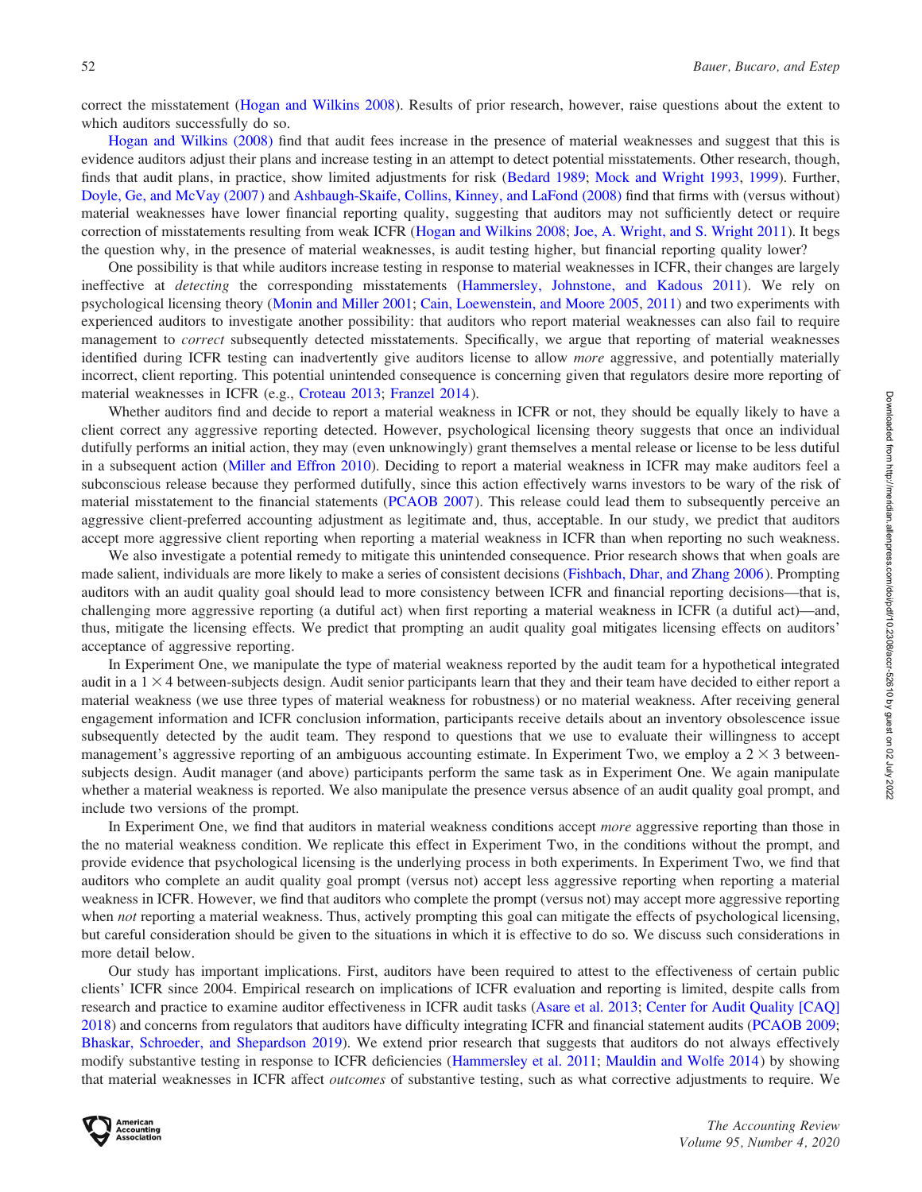correct the misstatement (Hogan and Wilkins 2008). Results of prior research, however, raise questions about the extent to which auditors successfully do so.

Hogan and Wilkins (2008) find that audit fees increase in the presence of material weaknesses and suggest that this is evidence auditors adjust their plans and increase testing in an attempt to detect potential misstatements. Other research, though, finds that audit plans, in practice, show limited adjustments for risk (Bedard 1989; Mock and Wright 1993, 1999). Further, Doyle, Ge, and McVay (2007) and Ashbaugh-Skaife, Collins, Kinney, and LaFond (2008) find that firms with (versus without) material weaknesses have lower financial reporting quality, suggesting that auditors may not sufficiently detect or require correction of misstatements resulting from weak ICFR (Hogan and Wilkins 2008; Joe, A. Wright, and S. Wright 2011). It begs the question why, in the presence of material weaknesses, is audit testing higher, but financial reporting quality lower?

One possibility is that while auditors increase testing in response to material weaknesses in ICFR, their changes are largely ineffective at *detecting* the corresponding misstatements (Hammersley, Johnstone, and Kadous 2011). We rely on psychological licensing theory (Monin and Miller 2001; Cain, Loewenstein, and Moore 2005, 2011) and two experiments with experienced auditors to investigate another possibility: that auditors who report material weaknesses can also fail to require management to *correct* subsequently detected misstatements. Specifically, we argue that reporting of material weaknesses identified during ICFR testing can inadvertently give auditors license to allow *more* aggressive, and potentially materially incorrect, client reporting. This potential unintended consequence is concerning given that regulators desire more reporting of material weaknesses in ICFR (e.g., Croteau 2013; Franzel 2014).

Whether auditors find and decide to report a material weakness in ICFR or not, they should be equally likely to have a client correct any aggressive reporting detected. However, psychological licensing theory suggests that once an individual dutifully performs an initial action, they may (even unknowingly) grant themselves a mental release or license to be less dutiful in a subsequent action (Miller and Effron 2010). Deciding to report a material weakness in ICFR may make auditors feel a subconscious release because they performed dutifully, since this action effectively warns investors to be wary of the risk of material misstatement to the financial statements (PCAOB 2007). This release could lead them to subsequently perceive an aggressive client-preferred accounting adjustment as legitimate and, thus, acceptable. In our study, we predict that auditors accept more aggressive client reporting when reporting a material weakness in ICFR than when reporting no such weakness.

We also investigate a potential remedy to mitigate this unintended consequence. Prior research shows that when goals are made salient, individuals are more likely to make a series of consistent decisions (Fishbach, Dhar, and Zhang 2006). Prompting auditors with an audit quality goal should lead to more consistency between ICFR and financial reporting decisions—that is, challenging more aggressive reporting (a dutiful act) when first reporting a material weakness in ICFR (a dutiful act)—and, thus, mitigate the licensing effects. We predict that prompting an audit quality goal mitigates licensing effects on auditors' acceptance of aggressive reporting.

In Experiment One, we manipulate the type of material weakness reported by the audit team for a hypothetical integrated audit in a $1 \times 4$ between-subjects design. Audit senior participants learn that they and their team have decided to either report a material weakness (we use three types of material weakness for robustness) or no material weakness. After receiving general engagement information and ICFR conclusion information, participants receive details about an inventory obsolescence issue subsequently detected by the audit team. They respond to questions that we use to evaluate their willingness to accept management's aggressive reporting of an ambiguous accounting estimate. In Experiment Two, we employ a $2 \times 3$ between-subjects design. Audit manager (and above) participants perform the same task as in Experiment One. We again manipulate whether a material weakness is reported. We also manipulate the presence versus absence of an audit quality goal prompt, and include two versions of the prompt.

In Experiment One, we find that auditors in material weakness conditions accept *more* aggressive reporting than those in the no material weakness condition. We replicate this effect in Experiment Two, in the conditions without the prompt, and provide evidence that psychological licensing is the underlying process in both experiments. In Experiment Two, we find that auditors who complete an audit quality goal prompt (versus not) accept less aggressive reporting when reporting a material weakness in ICFR. However, we find that auditors who complete the prompt (versus not) may accept more aggressive reporting when *not* reporting a material weakness. Thus, actively prompting this goal can mitigate the effects of psychological licensing, but careful consideration should be given to the situations in which it is effective to do so. We discuss such considerations in more detail below.

Our study has important implications. First, auditors have been required to attest to the effectiveness of certain public clients' ICFR since 2004. Empirical research on implications of ICFR evaluation and reporting is limited, despite calls from research and practice to examine auditor effectiveness in ICFR audit tasks (Asare et al. 2013; Center for Audit Quality [CAQ] 2018) and concerns from regulators that auditors have difficulty integrating ICFR and financial statement audits (PCAOB 2009; Bhaskar, Schroeder, and Shepardson 2019). We extend prior research that suggests that auditors do not always effectively modify substantive testing in response to ICFR deficiencies (Hammersley et al. 2011; Mauldin and Wolfe 2014) by showing that material weaknesses in ICFR affect *outcomes* of substantive testing, such as what corrective adjustments to require. We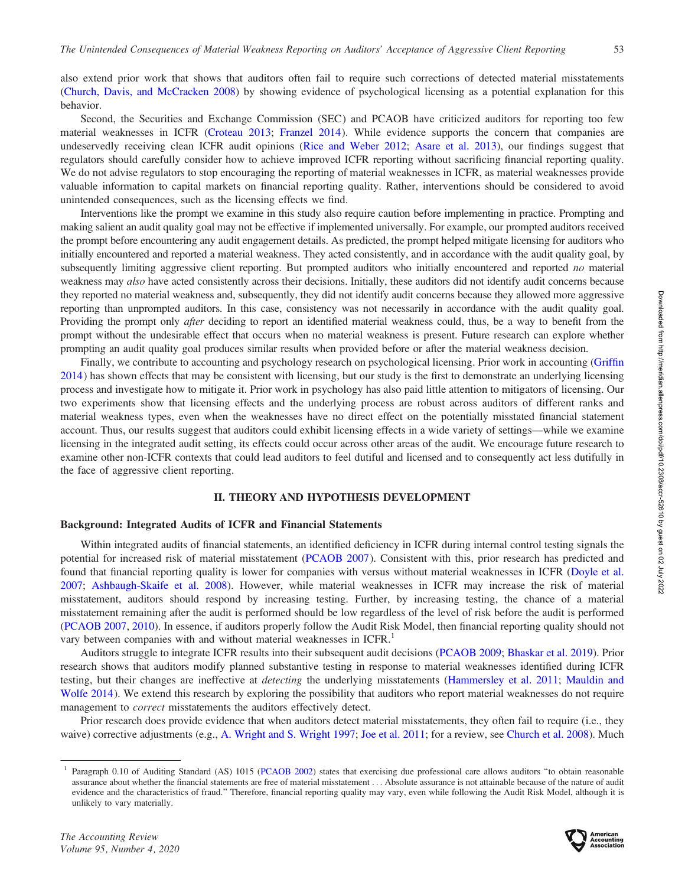also extend prior work that shows that auditors often fail to require such corrections of detected material misstatements (Church, Davis, and McCracken 2008) by showing evidence of psychological licensing as a potential explanation for this behavior.

Second, the Securities and Exchange Commission (SEC) and PCAOB have criticized auditors for reporting too few material weaknesses in ICFR (Croteau 2013; Franzel 2014). While evidence supports the concern that companies are undeservedly receiving clean ICFR audit opinions (Rice and Weber 2012; Asare et al. 2013), our findings suggest that regulators should carefully consider how to achieve improved ICFR reporting without sacrificing financial reporting quality. We do not advise regulators to stop encouraging the reporting of material weaknesses in ICFR, as material weaknesses provide valuable information to capital markets on financial reporting quality. Rather, interventions should be considered to avoid unintended consequences, such as the licensing effects we find.

Interventions like the prompt we examine in this study also require caution before implementing in practice. Prompting and making salient an audit quality goal may not be effective if implemented universally. For example, our prompted auditors received the prompt before encountering any audit engagement details. As predicted, the prompt helped mitigate licensing for auditors who initially encountered and reported a material weakness. They acted consistently, and in accordance with the audit quality goal, by subsequently limiting aggressive client reporting. But prompted auditors who initially encountered and reported *no* material weakness may *also* have acted consistently across their decisions. Initially, these auditors did not identify audit concerns because they reported no material weakness and, subsequently, they did not identify audit concerns because they allowed more aggressive reporting than unprompted auditors. In this case, consistency was not necessarily in accordance with the audit quality goal. Providing the prompt only *after* deciding to report an identified material weakness could, thus, be a way to benefit from the prompt without the undesirable effect that occurs when no material weakness is present. Future research can explore whether prompting an audit quality goal produces similar results when provided before or after the material weakness decision.

Finally, we contribute to accounting and psychology research on psychological licensing. Prior work in accounting (Griffin 2014) has shown effects that may be consistent with licensing, but our study is the first to demonstrate an underlying licensing process and investigate how to mitigate it. Prior work in psychology has also paid little attention to mitigators of licensing. Our two experiments show that licensing effects and the underlying process are robust across auditors of different ranks and material weakness types, even when the weaknesses have no direct effect on the potentially misstated financial statement account. Thus, our results suggest that auditors could exhibit licensing effects in a wide variety of settings—while we examine licensing in the integrated audit setting, its effects could occur across other areas of the audit. We encourage future research to examine other non-ICFR contexts that could lead auditors to feel dutiful and licensed and to consequently act less dutifully in the face of aggressive client reporting.

## II. THEORY AND HYPOTHESIS DEVELOPMENT

### Background: Integrated Audits of ICFR and Financial Statements

Within integrated audits of financial statements, an identified deficiency in ICFR during internal control testing signals the potential for increased risk of material misstatement (PCAOB 2007). Consistent with this, prior research has predicted and found that financial reporting quality is lower for companies with versus without material weaknesses in ICFR (Doyle et al. 2007; Ashbaugh-Skaife et al. 2008). However, while material weaknesses in ICFR may increase the risk of material misstatement, auditors should respond by increasing testing. Further, by increasing testing, the chance of a material misstatement remaining after the audit is performed should be low regardless of the level of risk before the audit is performed (PCAOB 2007, 2010). In essence, if auditors properly follow the Audit Risk Model, then financial reporting quality should not vary between companies with and without material weaknesses in ICFR.[1]

Auditors struggle to integrate ICFR results into their subsequent audit decisions (PCAOB 2009; Bhaskar et al. 2019). Prior research shows that auditors modify planned substantive testing in response to material weaknesses identified during ICFR testing, but their changes are ineffective at *detecting* the underlying misstatements (Hammersley et al. 2011; Mauldin and Wolfe 2014). We extend this research by exploring the possibility that auditors who report material weaknesses do not require management to *correct* misstatements the auditors effectively detect.

Prior research does provide evidence that when auditors detect material misstatements, they often fail to require (i.e., they waive) corrective adjustments (e.g., A. Wright and S. Wright 1997; Joe et al. 2011; for a review, see Church et al. 2008). Much

[1] Paragraph 0.10 of Auditing Standard (AS) 1015 (PCAOB 2002) states that exercising due professional care allows auditors "to obtain reasonable assurance about whether the financial statements are free of material misstatement . . . Absolute assurance is not attainable because of the nature of audit evidence and the characteristics of fraud." Therefore, financial reporting quality may vary, even while following the Audit Risk Model, although it is unlikely to vary materially.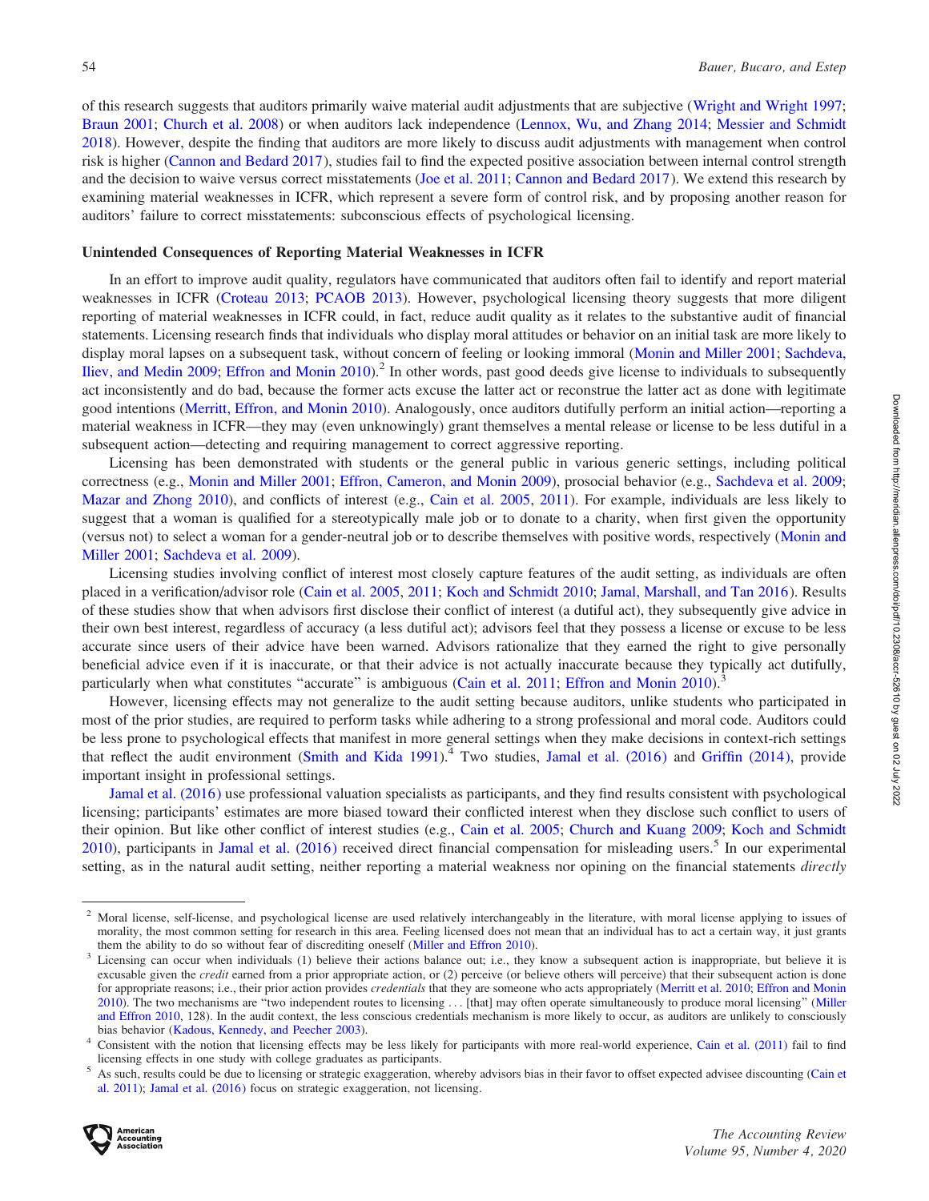of this research suggests that auditors primarily waive material audit adjustments that are subjective (Wright and Wright 1997; Braun 2001; Church et al. 2008) or when auditors lack independence (Lennox, Wu, and Zhang 2014; Messier and Schmidt 2018). However, despite the finding that auditors are more likely to discuss audit adjustments with management when control risk is higher (Cannon and Bedard 2017), studies fail to find the expected positive association between internal control strength and the decision to waive versus correct misstatements (Joe et al. 2011; Cannon and Bedard 2017). We extend this research by examining material weaknesses in ICFR, which represent a severe form of control risk, and by proposing another reason for auditors' failure to correct misstatements: subconscious effects of psychological licensing.

### Unintended Consequences of Reporting Material Weaknesses in ICFR

In an effort to improve audit quality, regulators have communicated that auditors often fail to identify and report material weaknesses in ICFR (Croteau 2013; PCAOB 2013). However, psychological licensing theory suggests that more diligent reporting of material weaknesses in ICFR could, in fact, reduce audit quality as it relates to the substantive audit of financial statements. Licensing research finds that individuals who display moral attitudes or behavior on an initial task are more likely to display moral lapses on a subsequent task, without concern of feeling or looking immoral (Monin and Miller 2001; Sachdeva, Iliev, and Medin 2009; Effron and Monin 2010).[2] In other words, past good deeds give license to individuals to subsequently act inconsistently and do bad, because the former acts excuse the latter act or reconstrue the latter act as done with legitimate good intentions (Merritt, Effron, and Monin 2010). Analogously, once auditors dutifully perform an initial action—reporting a material weakness in ICFR—they may (even unknowingly) grant themselves a mental release or license to be less dutiful in a subsequent action—detecting and requiring management to correct aggressive reporting.

Licensing has been demonstrated with students or the general public in various generic settings, including political correctness (e.g., Monin and Miller 2001; Effron, Cameron, and Monin 2009), prosocial behavior (e.g., Sachdeva et al. 2009; Mazar and Zhong 2010), and conflicts of interest (e.g., Cain et al. 2005, 2011). For example, individuals are less likely to suggest that a woman is qualified for a stereotypically male job or to donate to a charity, when first given the opportunity (versus not) to select a woman for a gender-neutral job or to describe themselves with positive words, respectively (Monin and Miller 2001; Sachdeva et al. 2009).

Licensing studies involving conflict of interest most closely capture features of the audit setting, as individuals are often placed in a verification/advisor role (Cain et al. 2005, 2011; Koch and Schmidt 2010; Jamal, Marshall, and Tan 2016). Results of these studies show that when advisors first disclose their conflict of interest (a dutiful act), they subsequently give advice in their own best interest, regardless of accuracy (a less dutiful act); advisors feel that they possess a license or excuse to be less accurate since users of their advice have been warned. Advisors rationalize that they earned the right to give personally beneficial advice even if it is inaccurate, or that their advice is not actually inaccurate because they typically act dutifully, particularly when what constitutes "accurate" is ambiguous (Cain et al. 2011; Effron and Monin 2010).[3]

However, licensing effects may not generalize to the audit setting because auditors, unlike students who participated in most of the prior studies, are required to perform tasks while adhering to a strong professional and moral code. Auditors could be less prone to psychological effects that manifest in more general settings when they make decisions in context-rich settings that reflect the audit environment (Smith and Kida 1991).[4] Two studies, Jamal et al. (2016) and Griffin (2014), provide important insight in professional settings.

Jamal et al. (2016) use professional valuation specialists as participants, and they find results consistent with psychological licensing; participants' estimates are more biased toward their conflicted interest when they disclose such conflict to users of their opinion. But like other conflict of interest studies (e.g., Cain et al. 2005; Church and Kuang 2009; Koch and Schmidt 2010), participants in Jamal et al. (2016) received direct financial compensation for misleading users.[5] In our experimental setting, as in the natural audit setting, neither reporting a material weakness nor opining on the financial statements *directly*

---

[2] Moral license, self-license, and psychological license are used relatively interchangeably in the literature, with moral license applying to issues of morality, the most common setting for research in this area. Feeling licensed does not mean that an individual has to act a certain way, it just grants them the ability to do so without fear of discrediting oneself (Miller and Effron 2010).

[3] Licensing can occur when individuals (1) believe their actions balance out; i.e., they know a subsequent action is inappropriate, but believe it is excusable given the *credit* earned from a prior appropriate action, or (2) perceive (or believe others will perceive) that their subsequent action is done for appropriate reasons; i.e., their prior action provides *credentials* that they are someone who acts appropriately (Merritt et al. 2010; Effron and Monin 2010). The two mechanisms are "two independent routes to licensing . . . [that] may often operate simultaneously to produce moral licensing" (Miller and Effron 2010, 128). In the audit context, the less conscious credentials mechanism is more likely to occur, as auditors are unlikely to consciously bias behavior (Kadous, Kennedy, and Peecher 2003).

[4] Consistent with the notion that licensing effects may be less likely for participants with more real-world experience, Cain et al. (2011) fail to find licensing effects in one study with college graduates as participants.

[5] As such, results could be due to licensing or strategic exaggeration, whereby advisors bias in their favor to offset expected advisee discounting (Cain et al. 2011); Jamal et al. (2016) focus on strategic exaggeration, not licensing.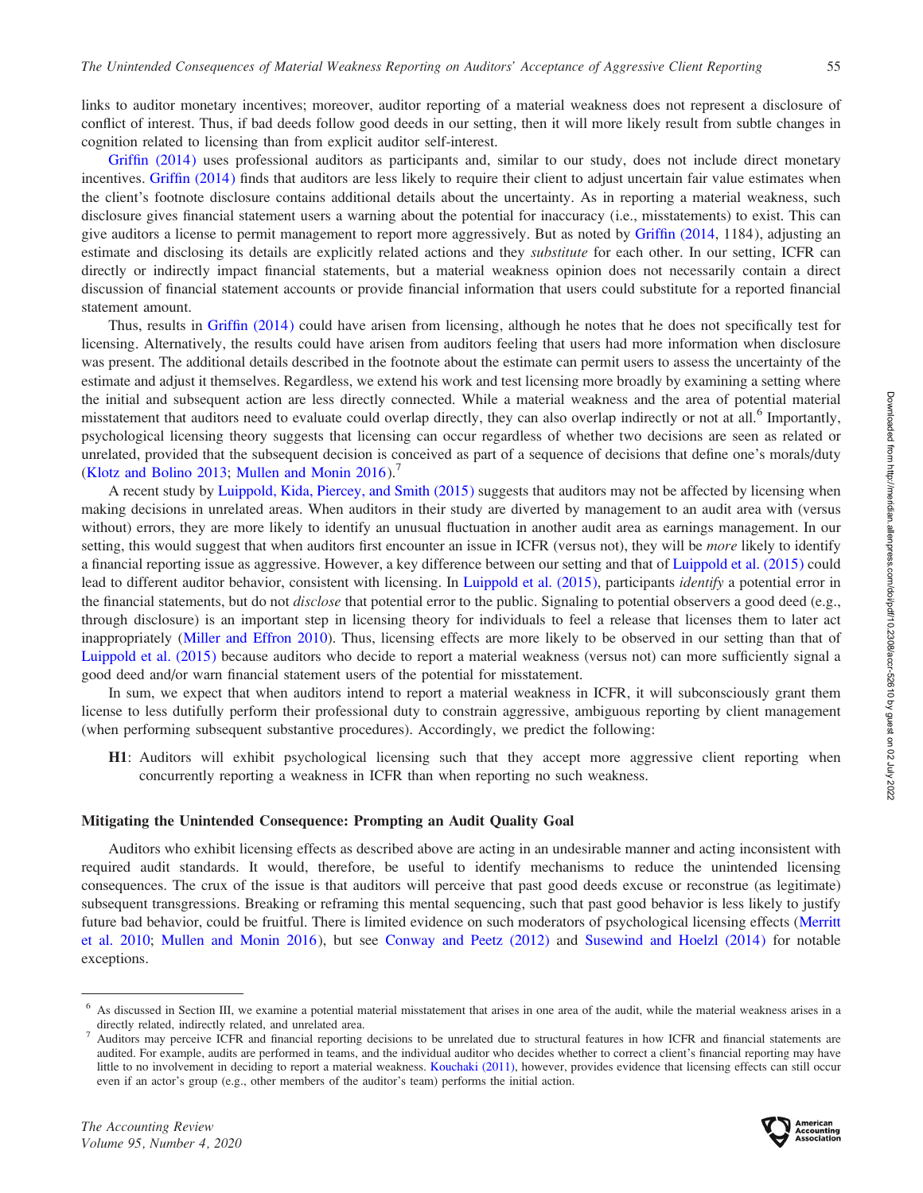links to auditor monetary incentives; moreover, auditor reporting of a material weakness does not represent a disclosure of conflict of interest. Thus, if bad deeds follow good deeds in our setting, then it will more likely result from subtle changes in cognition related to licensing than from explicit auditor self-interest.

Griffin (2014) uses professional auditors as participants and, similar to our study, does not include direct monetary incentives. Griffin (2014) finds that auditors are less likely to require their client to adjust uncertain fair value estimates when the client's footnote disclosure contains additional details about the uncertainty. As in reporting a material weakness, such disclosure gives financial statement users a warning about the potential for inaccuracy (i.e., misstatements) to exist. This can give auditors a license to permit management to report more aggressively. But as noted by Griffin (2014, 1184), adjusting an estimate and disclosing its details are explicitly related actions and they *substitute* for each other. In our setting, ICFR can directly or indirectly impact financial statements, but a material weakness opinion does not necessarily contain a direct discussion of financial statement accounts or provide financial information that users could substitute for a reported financial statement amount.

Thus, results in Griffin (2014) could have arisen from licensing, although he notes that he does not specifically test for licensing. Alternatively, the results could have arisen from auditors feeling that users had more information when disclosure was present. The additional details described in the footnote about the estimate can permit users to assess the uncertainty of the estimate and adjust it themselves. Regardless, we extend his work and test licensing more broadly by examining a setting where the initial and subsequent action are less directly connected. While a material weakness and the area of potential material misstatement that auditors need to evaluate could overlap directly, they can also overlap indirectly or not at all.[6] Importantly, psychological licensing theory suggests that licensing can occur regardless of whether two decisions are seen as related or unrelated, provided that the subsequent decision is conceived as part of a sequence of decisions that define one's morals/duty (Klotz and Bolino 2013; Mullen and Monin 2016).[7]

A recent study by Luippold, Kida, Piercey, and Smith (2015) suggests that auditors may not be affected by licensing when making decisions in unrelated areas. When auditors in their study are diverted by management to an audit area with (versus without) errors, they are more likely to identify an unusual fluctuation in another audit area as earnings management. In our setting, this would suggest that when auditors first encounter an issue in ICFR (versus not), they will be *more* likely to identify a financial reporting issue as aggressive. However, a key difference between our setting and that of Luippold et al. (2015) could lead to different auditor behavior, consistent with licensing. In Luippold et al. (2015), participants *identify* a potential error in the financial statements, but do not *disclose* that potential error to the public. Signaling to potential observers a good deed (e.g., through disclosure) is an important step in licensing theory for individuals to feel a release that licenses them to later act inappropriately (Miller and Effron 2010). Thus, licensing effects are more likely to be observed in our setting than that of Luippold et al. (2015) because auditors who decide to report a material weakness (versus not) can more sufficiently signal a good deed and/or warn financial statement users of the potential for misstatement.

In sum, we expect that when auditors intend to report a material weakness in ICFR, it will subconsciously grant them license to less dutifully perform their professional duty to constrain aggressive, ambiguous reporting by client management (when performing subsequent substantive procedures). Accordingly, we predict the following:

**H1**: Auditors will exhibit psychological licensing such that they accept more aggressive client reporting when concurrently reporting a weakness in ICFR than when reporting no such weakness.

### Mitigating the Unintended Consequence: Prompting an Audit Quality Goal

Auditors who exhibit licensing effects as described above are acting in an undesirable manner and acting inconsistent with required audit standards. It would, therefore, be useful to identify mechanisms to reduce the unintended licensing consequences. The crux of the issue is that auditors will perceive that past good deeds excuse or reconstrue (as legitimate) subsequent transgressions. Breaking or reframing this mental sequencing, such that past good behavior is less likely to justify future bad behavior, could be fruitful. There is limited evidence on such moderators of psychological licensing effects (Merritt et al. 2010; Mullen and Monin 2016), but see Conway and Peetz (2012) and Susewind and Hoelzl (2014) for notable exceptions.

---

[6] As discussed in Section III, we examine a potential material misstatement that arises in one area of the audit, while the material weakness arises in a directly related, indirectly related, and unrelated area.

[7] Auditors may perceive ICFR and financial reporting decisions to be unrelated due to structural features in how ICFR and financial statements are audited. For example, audits are performed in teams, and the individual auditor who decides whether to correct a client's financial reporting may have little to no involvement in deciding to report a material weakness. Kouchaki (2011), however, provides evidence that licensing effects can still occur even if an actor's group (e.g., other members of the auditor's team) performs the initial action.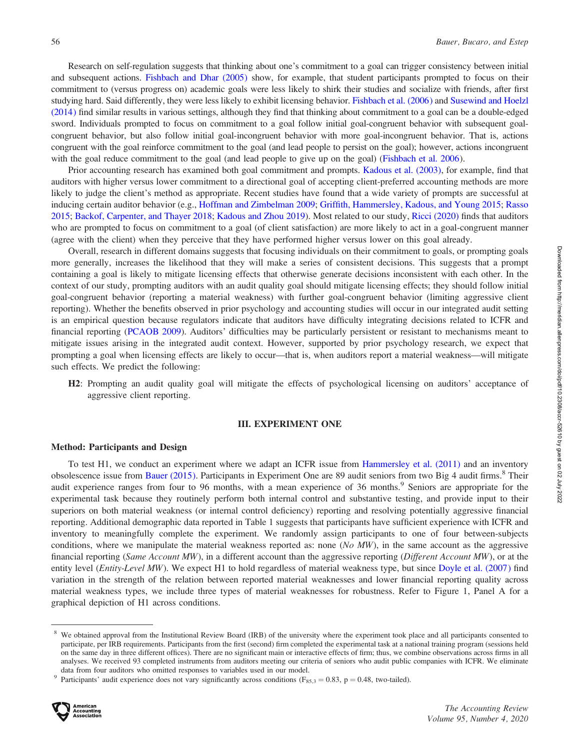Research on self-regulation suggests that thinking about one's commitment to a goal can trigger consistency between initial and subsequent actions. Fishbach and Dhar (2005) show, for example, that student participants prompted to focus on their commitment to (versus progress on) academic goals were less likely to shirk their studies and socialize with friends, after first studying hard. Said differently, they were less likely to exhibit licensing behavior. Fishbach et al. (2006) and Susewind and Hoelzl (2014) find similar results in various settings, although they find that thinking about commitment to a goal can be a double-edged sword. Individuals prompted to focus on commitment to a goal follow initial goal-congruent behavior with subsequent goal-congruent behavior, but also follow initial goal-incongruent behavior with more goal-incongruent behavior. That is, actions congruent with the goal reinforce commitment to the goal (and lead people to persist on the goal); however, actions incongruent with the goal reduce commitment to the goal (and lead people to give up on the goal) (Fishbach et al. 2006).

Prior accounting research has examined both goal commitment and prompts. Kadous et al. (2003), for example, find that auditors with higher versus lower commitment to a directional goal of accepting client-preferred accounting methods are more likely to judge the client's method as appropriate. Recent studies have found that a wide variety of prompts are successful at inducing certain auditor behavior (e.g., Hoffman and Zimbelman 2009; Griffith, Hammersley, Kadous, and Young 2015; Rasso 2015; Backof, Carpenter, and Thayer 2018; Kadous and Zhou 2019). Most related to our study, Ricci (2020) finds that auditors who are prompted to focus on commitment to a goal (of client satisfaction) are more likely to act in a goal-congruent manner (agree with the client) when they perceive that they have performed higher versus lower on this goal already.

Overall, research in different domains suggests that focusing individuals on their commitment to goals, or prompting goals more generally, increases the likelihood that they will make a series of consistent decisions. This suggests that a prompt containing a goal is likely to mitigate licensing effects that otherwise generate decisions inconsistent with each other. In the context of our study, prompting auditors with an audit quality goal should mitigate licensing effects; they should follow initial goal-congruent behavior (reporting a material weakness) with further goal-congruent behavior (limiting aggressive client reporting). Whether the benefits observed in prior psychology and accounting studies will occur in our integrated audit setting is an empirical question because regulators indicate that auditors have difficulty integrating decisions related to ICFR and financial reporting (PCAOB 2009). Auditors' difficulties may be particularly persistent or resistant to mechanisms meant to mitigate issues arising in the integrated audit context. However, supported by prior psychology research, we expect that prompting a goal when licensing effects are likely to occur—that is, when auditors report a material weakness—will mitigate such effects. We predict the following:

> **H2**: Prompting an audit quality goal will mitigate the effects of psychological licensing on auditors' acceptance of aggressive client reporting.

## III. EXPERIMENT ONE

### Method: Participants and Design

To test H1, we conduct an experiment where we adapt an ICFR issue from Hammersley et al. (2011) and an inventory obsolescence issue from Bauer (2015). Participants in Experiment One are 89 audit seniors from two Big 4 audit firms.[8] Their audit experience ranges from four to 96 months, with a mean experience of 36 months.[9] Seniors are appropriate for the experimental task because they routinely perform both internal control and substantive testing, and provide input to their superiors on both material weakness (or internal control deficiency) reporting and resolving potentially aggressive financial reporting. Additional demographic data reported in Table 1 suggests that participants have sufficient experience with ICFR and inventory to meaningfully complete the experiment. We randomly assign participants to one of four between-subjects conditions, where we manipulate the material weakness reported as: none (*No MW*), in the same account as the aggressive financial reporting (*Same Account MW*), in a different account than the aggressive reporting (*Different Account MW*), or at the entity level (*Entity-Level MW*). We expect H1 to hold regardless of material weakness type, but since Doyle et al. (2007) find variation in the strength of the relation between reported material weaknesses and lower financial reporting quality across material weakness types, we include three types of material weaknesses for robustness. Refer to Figure 1, Panel A for a graphical depiction of H1 across conditions.

---

[8] We obtained approval from the Institutional Review Board (IRB) of the university where the experiment took place and all participants consented to participate, per IRB requirements. Participants from the first (second) firm completed the experimental task at a national training program (sessions held on the same day in three different offices). There are no significant main or interactive effects of firm; thus, we combine observations across firms in all analyses. We received 93 completed instruments from auditors meeting our criteria of seniors who audit public companies with ICFR. We eliminate data from four auditors who omitted responses to variables used in our model.

[9] Participants' audit experience does not vary significantly across conditions ($F_{85,3} = 0.83$, $p = 0.48$, two-tailed).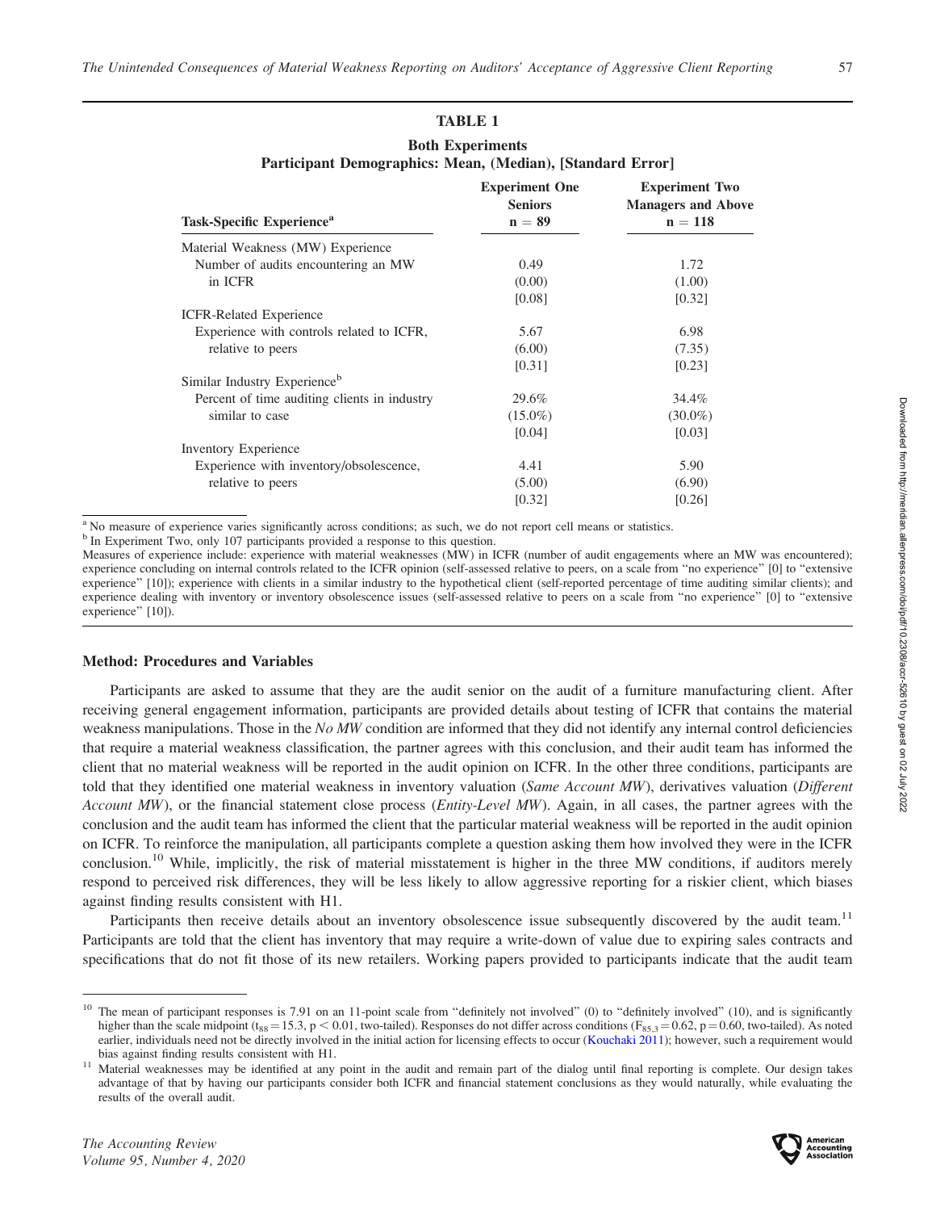**TABLE 1**

**Both Experiments**
**Participant Demographics: Mean, (Median), [Standard Error]**

| Task-Specific Experience[a] | Experiment One Seniors n = 89 | Experiment Two Managers and Above n = 118 |
|---|---|---|
| Material Weakness (MW) Experience | | |
| Number of audits encountering an MW in ICFR | 0.49 | 1.72 |
| | (0.00) | (1.00) |
| | [0.08] | [0.32] |
| ICFR-Related Experience | | |
| Experience with controls related to ICFR, relative to peers | 5.67 | 6.98 |
| | (6.00) | (7.35) |
| | [0.31] | [0.23] |
| Similar Industry Experience[b] | | |
| Percent of time auditing clients in industry similar to case | 29.6% | 34.4% |
| | (15.0%) | (30.0%) |
| | [0.04] | [0.03] |
| Inventory Experience | | |
| Experience with inventory/obsolescence, relative to peers | 4.41 | 5.90 |
| | (5.00) | (6.90) |
| | [0.32] | [0.26] |

[a] No measure of experience varies significantly across conditions; as such, we do not report cell means or statistics.
[b] In Experiment Two, only 107 participants provided a response to this question.
Measures of experience include: experience with material weaknesses (MW) in ICFR (number of audit engagements where an MW was encountered); experience concluding on internal controls related to the ICFR opinion (self-assessed relative to peers, on a scale from "no experience" [0] to "extensive experience" [10]); experience with clients in a similar industry to the hypothetical client (self-reported percentage of time auditing similar clients); and experience dealing with inventory or inventory obsolescence issues (self-assessed relative to peers on a scale from "no experience" [0] to "extensive experience" [10]).

### Method: Procedures and Variables

Participants are asked to assume that they are the audit senior on the audit of a furniture manufacturing client. After receiving general engagement information, participants are provided details about testing of ICFR that contains the material weakness manipulations. Those in the *No MW* condition are informed that they did not identify any internal control deficiencies that require a material weakness classification, the partner agrees with this conclusion, and their audit team has informed the client that no material weakness will be reported in the audit opinion on ICFR. In the other three conditions, participants are told that they identified one material weakness in inventory valuation (*Same Account MW*), derivatives valuation (*Different Account MW*), or the financial statement close process (*Entity-Level MW*). Again, in all cases, the partner agrees with the conclusion and the audit team has informed the client that the particular material weakness will be reported in the audit opinion on ICFR. To reinforce the manipulation, all participants complete a question asking them how involved they were in the ICFR conclusion.[10] While, implicitly, the risk of material misstatement is higher in the three MW conditions, if auditors merely respond to perceived risk differences, they will be less likely to allow aggressive reporting for a riskier client, which biases against finding results consistent with H1.

Participants then receive details about an inventory obsolescence issue subsequently discovered by the audit team.[11] Participants are told that the client has inventory that may require a write-down of value due to expiring sales contracts and specifications that do not fit those of its new retailers. Working papers provided to participants indicate that the audit team

[10] The mean of participant responses is 7.91 on an 11-point scale from "definitely not involved" (0) to "definitely involved" (10), and is significantly higher than the scale midpoint ($t_{88} = 15.3$, $p < 0.01$, two-tailed). Responses do not differ across conditions ($F_{85,3} = 0.62$, $p = 0.60$, two-tailed). As noted earlier, individuals need not be directly involved in the initial action for licensing effects to occur (Kouchaki 2011); however, such a requirement would bias against finding results consistent with H1.

[11] Material weaknesses may be identified at any point in the audit and remain part of the dialog until final reporting is complete. Our design takes advantage of that by having our participants consider both ICFR and financial statement conclusions as they would naturally, while evaluating the results of the overall audit.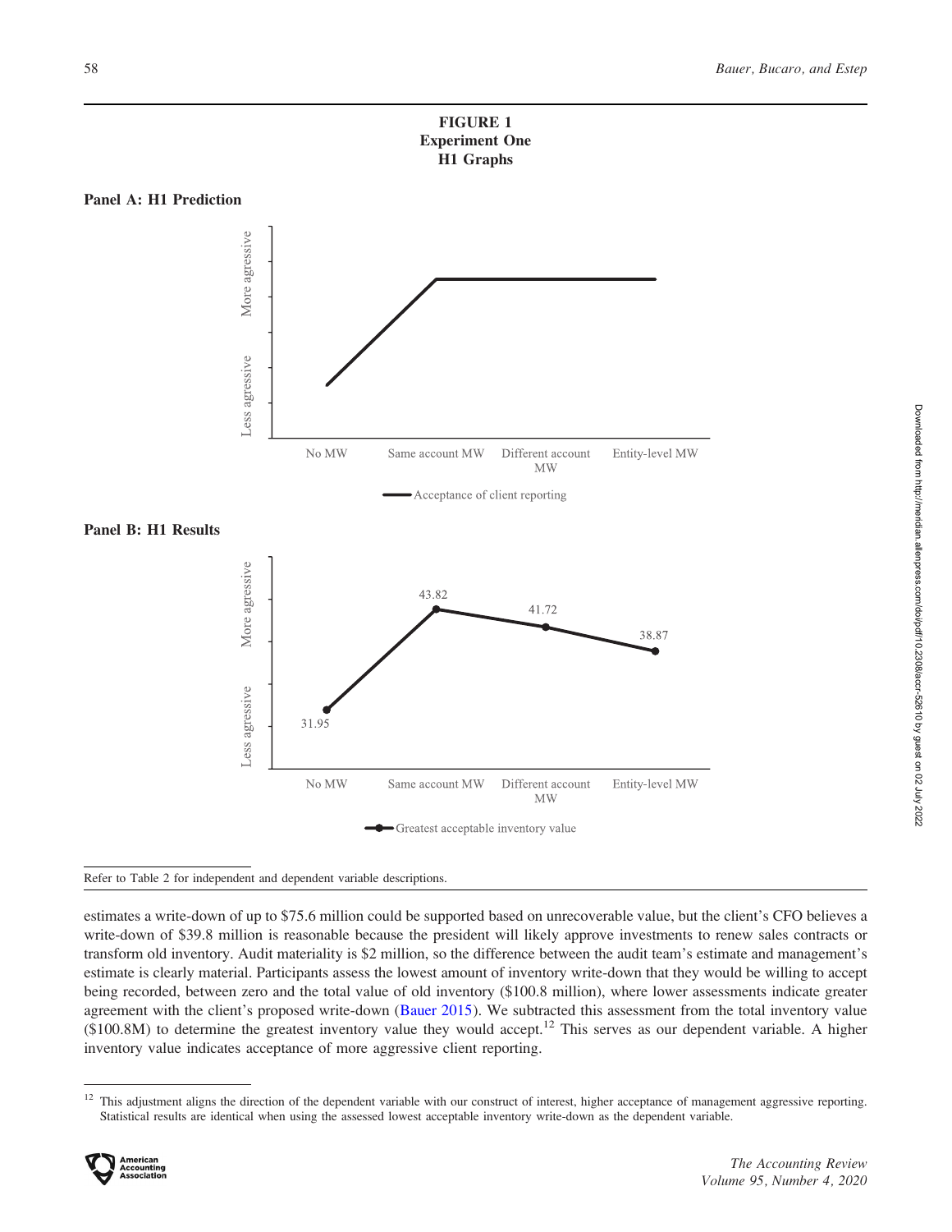**FIGURE 1**
**Experiment One**
**H1 Graphs**

**Panel A: H1 Prediction**

**Panel B: H1 Results**

Refer to Table 2 for independent and dependent variable descriptions.

estimates a write-down of up to $75.6 million could be supported based on unrecoverable value, but the client's CFO believes a write-down of $39.8 million is reasonable because the president will likely approve investments to renew sales contracts or transform old inventory. Audit materiality is $2 million, so the difference between the audit team's estimate and management's estimate is clearly material. Participants assess the lowest amount of inventory write-down that they would be willing to accept being recorded, between zero and the total value of old inventory ($100.8 million), where lower assessments indicate greater agreement with the client's proposed write-down (Bauer 2015). We subtracted this assessment from the total inventory value ($100.8M) to determine the greatest inventory value they would accept.[12] This serves as our dependent variable. A higher inventory value indicates acceptance of more aggressive client reporting.

[12] This adjustment aligns the direction of the dependent variable with our construct of interest, higher acceptance of management aggressive reporting. Statistical results are identical when using the assessed lowest acceptable inventory write-down as the dependent variable.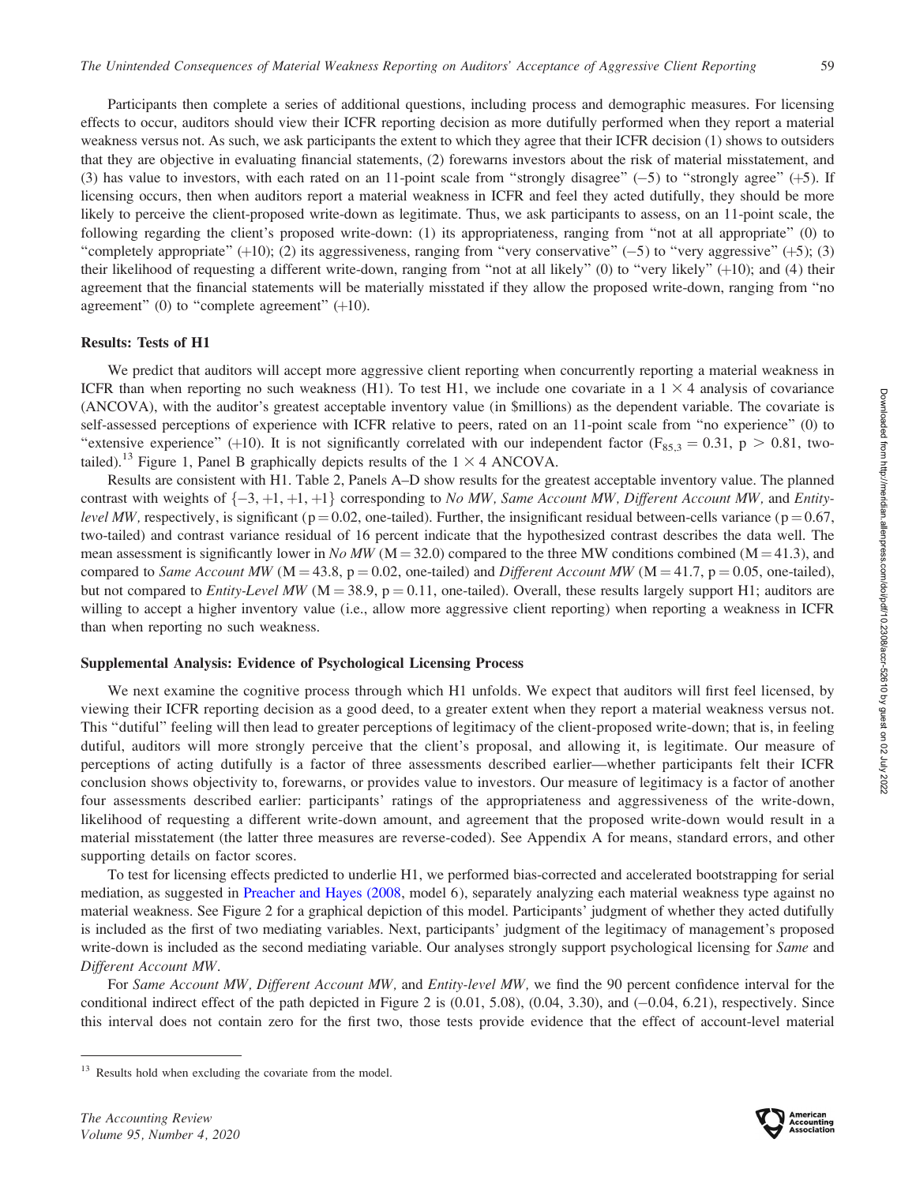Participants then complete a series of additional questions, including process and demographic measures. For licensing effects to occur, auditors should view their ICFR reporting decision as more dutifully performed when they report a material weakness versus not. As such, we ask participants the extent to which they agree that their ICFR decision (1) shows to outsiders that they are objective in evaluating financial statements, (2) forewarns investors about the risk of material misstatement, and (3) has value to investors, with each rated on an 11-point scale from "strongly disagree" (−5) to "strongly agree" (+5). If licensing occurs, then when auditors report a material weakness in ICFR and feel they acted dutifully, they should be more likely to perceive the client-proposed write-down as legitimate. Thus, we ask participants to assess, on an 11-point scale, the following regarding the client's proposed write-down: (1) its appropriateness, ranging from "not at all appropriate" (0) to "completely appropriate" (+10); (2) its aggressiveness, ranging from "very conservative" (−5) to "very aggressive" (+5); (3) their likelihood of requesting a different write-down, ranging from "not at all likely" (0) to "very likely" (+10); and (4) their agreement that the financial statements will be materially misstated if they allow the proposed write-down, ranging from "no agreement" (0) to "complete agreement" (+10).

### Results: Tests of H1

We predict that auditors will accept more aggressive client reporting when concurrently reporting a material weakness in ICFR than when reporting no such weakness (H1). To test H1, we include one covariate in a $1 \times 4$ analysis of covariance (ANCOVA), with the auditor's greatest acceptable inventory value (in $millions) as the dependent variable. The covariate is self-assessed perceptions of experience with ICFR relative to peers, rated on an 11-point scale from "no experience" (0) to "extensive experience" (+10). It is not significantly correlated with our independent factor ($F_{85,3} = 0.31$, $p > 0.81$, two-tailed).[13] Figure 1, Panel B graphically depicts results of the $1 \times 4$ ANCOVA.

Results are consistent with H1. Table 2, Panels A–D show results for the greatest acceptable inventory value. The planned contrast with weights of {−3, +1, +1, +1} corresponding to *No MW*, *Same Account MW*, *Different Account MW*, and *Entity-level MW*, respectively, is significant ($p = 0.02$, one-tailed). Further, the insignificant residual between-cells variance ($p = 0.67$, two-tailed) and contrast variance residual of 16 percent indicate that the hypothesized contrast describes the data well. The mean assessment is significantly lower in *No MW* ($M = 32.0$) compared to the three MW conditions combined ($M = 41.3$), and compared to *Same Account MW* ($M = 43.8$, $p = 0.02$, one-tailed) and *Different Account MW* ($M = 41.7$, $p = 0.05$, one-tailed), but not compared to *Entity-Level MW* ($M = 38.9$, $p = 0.11$, one-tailed). Overall, these results largely support H1; auditors are willing to accept a higher inventory value (i.e., allow more aggressive client reporting) when reporting a weakness in ICFR than when reporting no such weakness.

### Supplemental Analysis: Evidence of Psychological Licensing Process

We next examine the cognitive process through which H1 unfolds. We expect that auditors will first feel licensed, by viewing their ICFR reporting decision as a good deed, to a greater extent when they report a material weakness versus not. This "dutiful" feeling will then lead to greater perceptions of legitimacy of the client-proposed write-down; that is, in feeling dutiful, auditors will more strongly perceive that the client's proposal, and allowing it, is legitimate. Our measure of perceptions of acting dutifully is a factor of three assessments described earlier—whether participants felt their ICFR conclusion shows objectivity to, forewarns, or provides value to investors. Our measure of legitimacy is a factor of another four assessments described earlier: participants' ratings of the appropriateness and aggressiveness of the write-down, likelihood of requesting a different write-down amount, and agreement that the proposed write-down would result in a material misstatement (the latter three measures are reverse-coded). See Appendix A for means, standard errors, and other supporting details on factor scores.

To test for licensing effects predicted to underlie H1, we performed bias-corrected and accelerated bootstrapping for serial mediation, as suggested in Preacher and Hayes (2008, model 6), separately analyzing each material weakness type against no material weakness. See Figure 2 for a graphical depiction of this model. Participants' judgment of whether they acted dutifully is included as the first of two mediating variables. Next, participants' judgment of the legitimacy of management's proposed write-down is included as the second mediating variable. Our analyses strongly support psychological licensing for *Same* and *Different Account MW*.

For *Same Account MW*, *Different Account MW*, and *Entity-level MW*, we find the 90 percent confidence interval for the conditional indirect effect of the path depicted in Figure 2 is (0.01, 5.08), (0.04, 3.30), and (−0.04, 6.21), respectively. Since this interval does not contain zero for the first two, those tests provide evidence that the effect of account-level material

[13] Results hold when excluding the covariate from the model.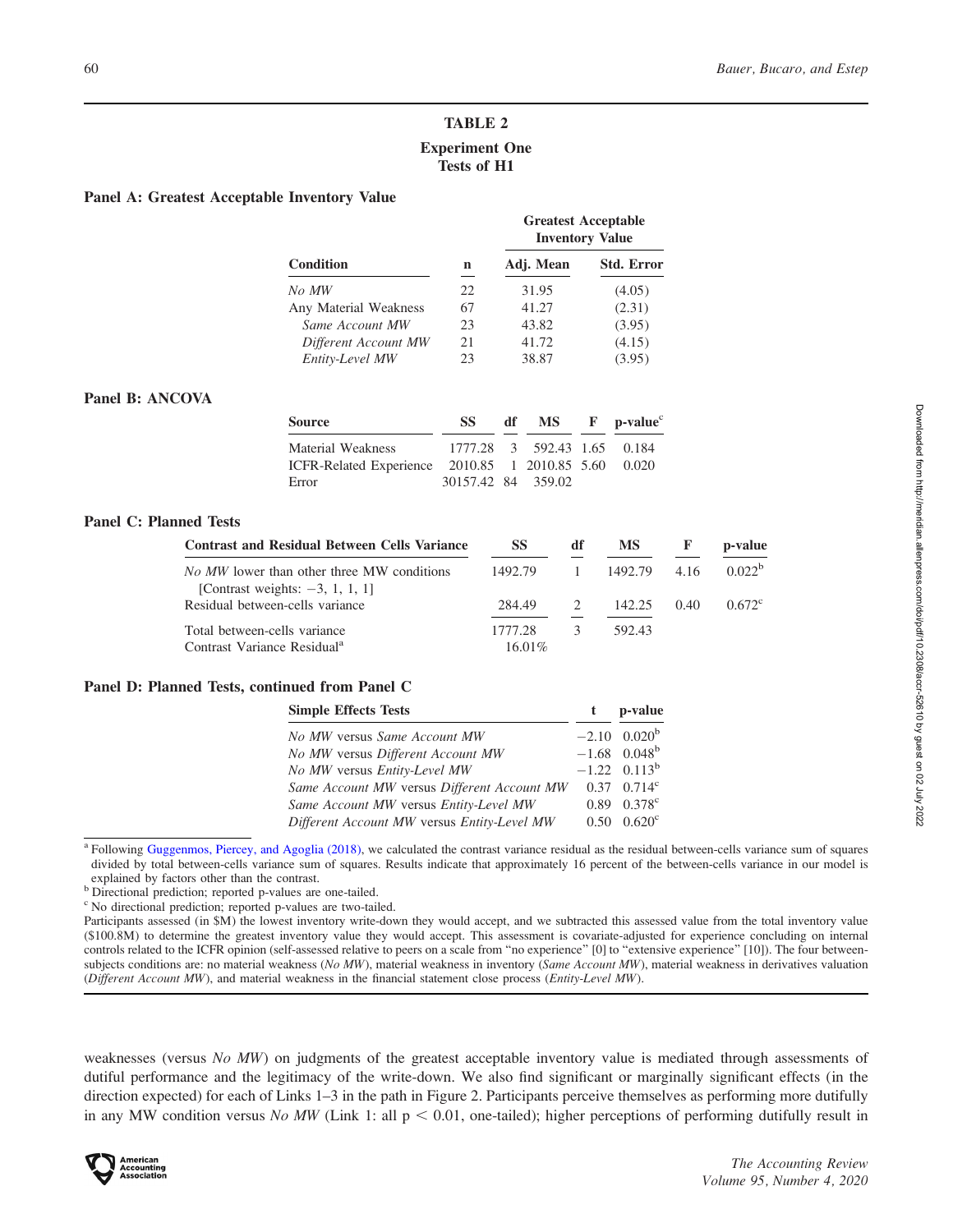## TABLE 2

### Experiment One
### Tests of H1

**Panel A: Greatest Acceptable Inventory Value**

| Condition | n | Greatest Acceptable Inventory Value | |
|---|---|---|---|
| | | Adj. Mean | Std. Error |
| *No MW* | 22 | 31.95 | (4.05) |
| Any Material Weakness | 67 | 41.27 | (2.31) |
| *Same Account MW* | 23 | 43.82 | (3.95) |
| *Different Account MW* | 21 | 41.72 | (4.15) |
| *Entity-Level MW* | 23 | 38.87 | (3.95) |

**Panel B: ANCOVA**

| Source | SS | df | MS | F | p-value[c] |
|---|---|---|---|---|---|
| Material Weakness | 1777.28 | 3 | 592.43 | 1.65 | 0.184 |
| ICFR-Related Experience | 2010.85 | 1 | 2010.85 | 5.60 | 0.020 |
| Error | 30157.42 | 84 | 359.02 | | |

**Panel C: Planned Tests**

| Contrast and Residual Between Cells Variance | SS | df | MS | F | p-value |
|---|---|---|---|---|---|
| *No MW* lower than other three MW conditions [Contrast weights: −3, 1, 1, 1] | 1492.79 | 1 | 1492.79 | 4.16 | 0.022[b] |
| Residual between-cells variance | 284.49 | 2 | 142.25 | 0.40 | 0.672[c] |
| Total between-cells variance | 1777.28 | 3 | 592.43 | | |
| Contrast Variance Residual[a] | 16.01% | | | | |

**Panel D: Planned Tests, continued from Panel C**

| Simple Effects Tests | t | p-value |
|---|---|---|
| *No MW* versus *Same Account MW* | −2.10 | 0.020[b] |
| *No MW* versus *Different Account MW* | −1.68 | 0.048[b] |
| *No MW* versus *Entity-Level MW* | −1.22 | 0.113[b] |
| *Same Account MW* versus *Different Account MW* | 0.37 | 0.714[c] |
| *Same Account MW* versus *Entity-Level MW* | 0.89 | 0.378[c] |
| *Different Account MW* versus *Entity-Level MW* | 0.50 | 0.620[c] |

[a] Following Guggenmos, Piercey, and Agoglia (2018), we calculated the contrast variance residual as the residual between-cells variance sum of squares divided by total between-cells variance sum of squares. Results indicate that approximately 16 percent of the between-cells variance in our model is explained by factors other than the contrast.

[b] Directional prediction; reported p-values are one-tailed.

[c] No directional prediction; reported p-values are two-tailed.

Participants assessed (in \$M) the lowest inventory write-down they would accept, and we subtracted this assessed value from the total inventory value (\$100.8M) to determine the greatest inventory value they would accept. This assessment is covariate-adjusted for experience concluding on internal controls related to the ICFR opinion (self-assessed relative to peers on a scale from "no experience" [0] to "extensive experience" [10]). The four between-subjects conditions are: no material weakness (*No MW*), material weakness in inventory (*Same Account MW*), material weakness in derivatives valuation (*Different Account MW*), and material weakness in the financial statement close process (*Entity-Level MW*).

weaknesses (versus *No MW*) on judgments of the greatest acceptable inventory value is mediated through assessments of dutiful performance and the legitimacy of the write-down. We also find significant or marginally significant effects (in the direction expected) for each of Links 1–3 in the path in Figure 2. Participants perceive themselves as performing more dutifully in any MW condition versus *No MW* (Link 1: all $p < 0.01$, one-tailed); higher perceptions of performing dutifully result in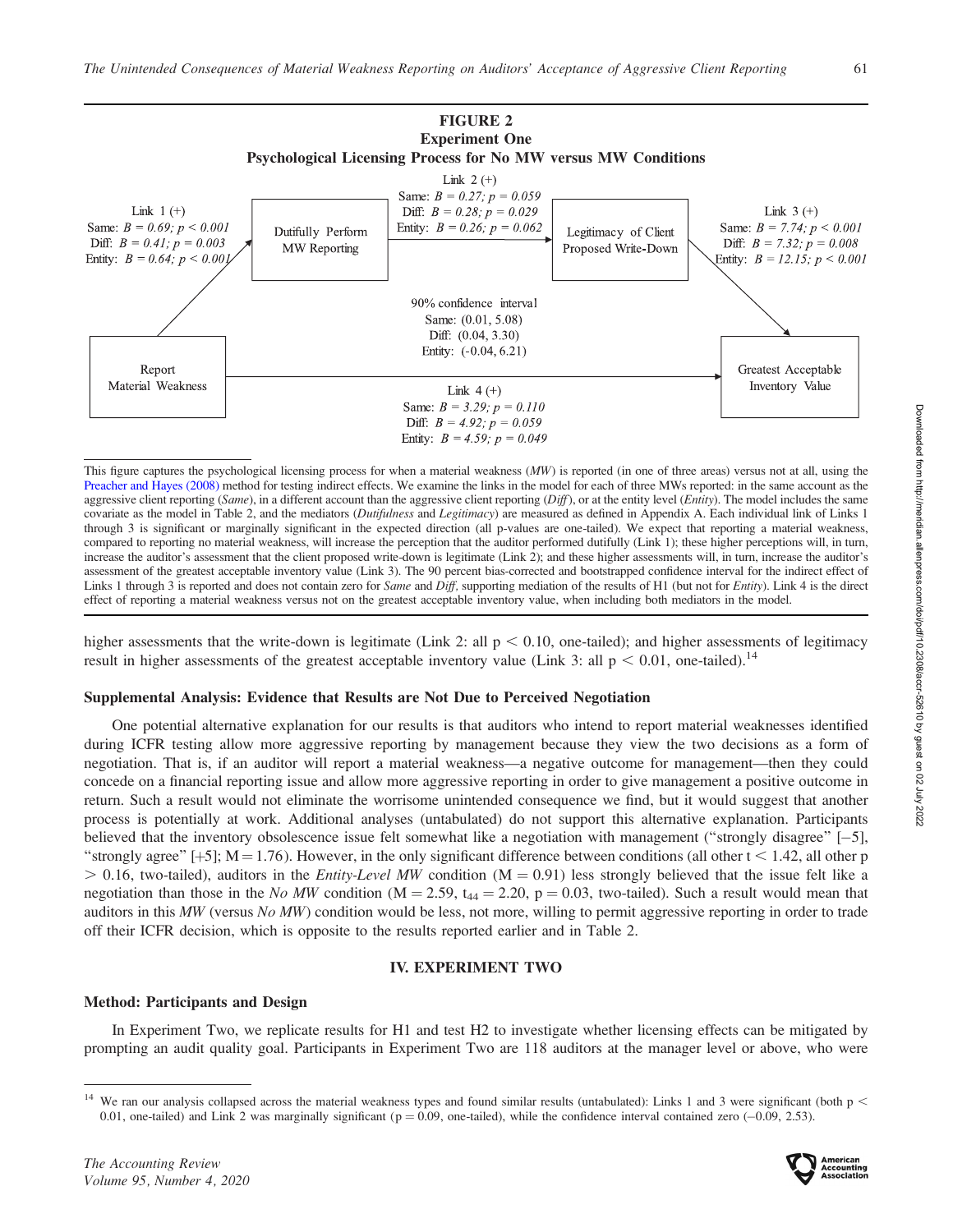**FIGURE 2**
**Experiment One**
**Psychological Licensing Process for No MW versus MW Conditions**

Report Material Weakness → Dutifully Perform MW Reporting → Legitimacy of Client Proposed Write-Down → Greatest Acceptable Inventory Value

Link 1 (+)
Same: $B = 0.69$; $p < 0.001$
Diff: $B = 0.41$; $p = 0.003$
Entity: $B = 0.64$; $p < 0.001$

Link 2 (+)
Same: $B = 0.27$; $p = 0.059$
Diff: $B = 0.28$; $p = 0.029$
Entity: $B = 0.26$; $p = 0.062$

Link 3 (+)
Same: $B = 7.74$; $p < 0.001$
Diff: $B = 7.32$; $p = 0.008$
Entity: $B = 12.15$; $p < 0.001$

90% confidence interval
Same: (0.01, 5.08)
Diff: (0.04, 3.30)
Entity: (-0.04, 6.21)

Link 4 (+)
Same: $B = 3.29$; $p = 0.110$
Diff: $B = 4.92$; $p = 0.059$
Entity: $B = 4.59$; $p = 0.049$

This figure captures the psychological licensing process for when a material weakness (*MW*) is reported (in one of three areas) versus not at all, using the Preacher and Hayes (2008) method for testing indirect effects. We examine the links in the model for each of three MWs reported: in the same account as the aggressive client reporting (*Same*), in a different account than the aggressive client reporting (*Diff*), or at the entity level (*Entity*). The model includes the same covariate as the model in Table 2, and the mediators (*Dutifulness* and *Legitimacy*) are measured as defined in Appendix A. Each individual link of Links 1 through 3 is significant or marginally significant in the expected direction (all p-values are one-tailed). We expect that reporting a material weakness, compared to reporting no material weakness, will increase the perception that the auditor performed dutifully (Link 1); these higher perceptions will, in turn, increase the auditor's assessment that the client proposed write-down is legitimate (Link 2); and these higher assessments will, in turn, increase the auditor's assessment of the greatest acceptable inventory value (Link 3). The 90 percent bias-corrected and bootstrapped confidence interval for the indirect effect of Links 1 through 3 is reported and does not contain zero for *Same* and *Diff*, supporting mediation of the results of H1 (but not for *Entity*). Link 4 is the direct effect of reporting a material weakness versus not on the greatest acceptable inventory value, when including both mediators in the model.

higher assessments that the write-down is legitimate (Link 2: all $p < 0.10$, one-tailed); and higher assessments of legitimacy result in higher assessments of the greatest acceptable inventory value (Link 3: all $p < 0.01$, one-tailed).[14]

### Supplemental Analysis: Evidence that Results are Not Due to Perceived Negotiation

One potential alternative explanation for our results is that auditors who intend to report material weaknesses identified during ICFR testing allow more aggressive reporting by management because they view the two decisions as a form of negotiation. That is, if an auditor will report a material weakness—a negative outcome for management—then they could concede on a financial reporting issue and allow more aggressive reporting in order to give management a positive outcome in return. Such a result would not eliminate the worrisome unintended consequence we find, but it would suggest that another process is potentially at work. Additional analyses (untabulated) do not support this alternative explanation. Participants believed that the inventory obsolescence issue felt somewhat like a negotiation with management ("strongly disagree" [−5], "strongly agree" [+5]; $M = 1.76$). However, in the only significant difference between conditions (all other $t < 1.42$, all other $p > 0.16$, two-tailed), auditors in the *Entity-Level MW* condition ($M = 0.91$) less strongly believed that the issue felt like a negotiation than those in the *No MW* condition ($M = 2.59$, $t_{44} = 2.20$, $p = 0.03$, two-tailed). Such a result would mean that auditors in this *MW* (versus *No MW*) condition would be less, not more, willing to permit aggressive reporting in order to trade off their ICFR decision, which is opposite to the results reported earlier and in Table 2.

## IV. EXPERIMENT TWO

### Method: Participants and Design

In Experiment Two, we replicate results for H1 and test H2 to investigate whether licensing effects can be mitigated by prompting an audit quality goal. Participants in Experiment Two are 118 auditors at the manager level or above, who were

[14] We ran our analysis collapsed across the material weakness types and found similar results (untabulated): Links 1 and 3 were significant (both $p < 0.01$, one-tailed) and Link 2 was marginally significant ($p = 0.09$, one-tailed), while the confidence interval contained zero (−0.09, 2.53).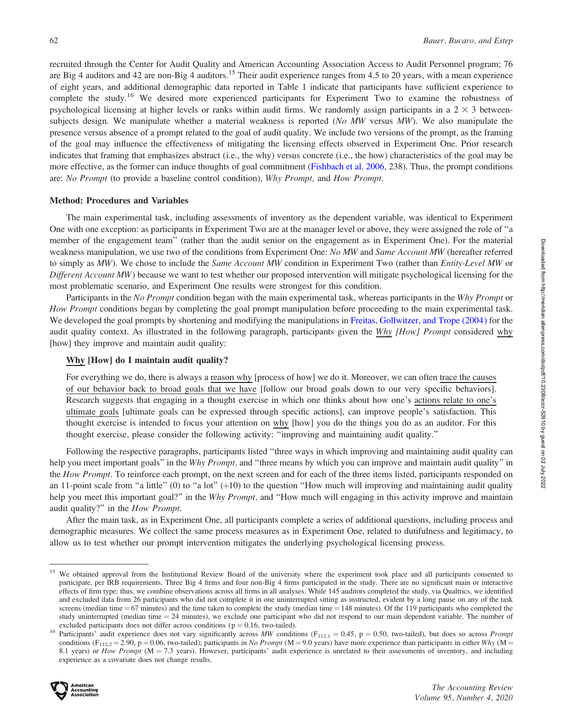recruited through the Center for Audit Quality and American Accounting Association Access to Audit Personnel program; 76 are Big 4 auditors and 42 are non-Big 4 auditors.[15] Their audit experience ranges from 4.5 to 20 years, with a mean experience of eight years, and additional demographic data reported in Table 1 indicate that participants have sufficient experience to complete the study.[16] We desired more experienced participants for Experiment Two to examine the robustness of psychological licensing at higher levels or ranks within audit firms. We randomly assign participants in a $2 \times 3$ between-subjects design. We manipulate whether a material weakness is reported (*No MW* versus *MW*). We also manipulate the presence versus absence of a prompt related to the goal of audit quality. We include two versions of the prompt, as the framing of the goal may influence the effectiveness of mitigating the licensing effects observed in Experiment One. Prior research indicates that framing that emphasizes abstract (i.e., the why) versus concrete (i.e., the how) characteristics of the goal may be more effective, as the former can induce thoughts of goal commitment (Fishbach et al. 2006, 238). Thus, the prompt conditions are: *No Prompt* (to provide a baseline control condition), *Why Prompt,* and *How Prompt*.

### Method: Procedures and Variables

The main experimental task, including assessments of inventory as the dependent variable, was identical to Experiment One with one exception: as participants in Experiment Two are at the manager level or above, they were assigned the role of "a member of the engagement team" (rather than the audit senior on the engagement as in Experiment One). For the material weakness manipulation, we use two of the conditions from Experiment One: *No MW* and *Same Account MW* (hereafter referred to simply as *MW*). We chose to include the *Same Account MW* condition in Experiment Two (rather than *Entity-Level MW* or *Different Account MW*) because we want to test whether our proposed intervention will mitigate psychological licensing for the most problematic scenario, and Experiment One results were strongest for this condition.

Participants in the *No Prompt* condition began with the main experimental task, whereas participants in the *Why Prompt* or *How Prompt* conditions began by completing the goal prompt manipulation before proceeding to the main experimental task. We developed the goal prompts by shortening and modifying the manipulations in Freitas, Gollwitzer, and Trope (2004) for the audit quality context. As illustrated in the following paragraph, participants given the *Why [How] Prompt* considered why [how] they improve and maintain audit quality:

> **Why [How] do I maintain audit quality?**
>
> For everything we do, there is always a reason why [process of how] we do it. Moreover, we can often trace the causes of our behavior back to broad goals that we have [follow our broad goals down to our very specific behaviors]. Research suggests that engaging in a thought exercise in which one thinks about how one's actions relate to one's ultimate goals [ultimate goals can be expressed through specific actions], can improve people's satisfaction. This thought exercise is intended to focus your attention on why [how] you do the things you do as an auditor. For this thought exercise, please consider the following activity: "improving and maintaining audit quality."

Following the respective paragraphs, participants listed "three ways in which improving and maintaining audit quality can help you meet important goals" in the *Why Prompt,* and "three means by which you can improve and maintain audit quality" in the *How Prompt*. To reinforce each prompt, on the next screen and for each of the three items listed, participants responded on an 11-point scale from "a little" (0) to "a lot" (+10) to the question "How much will improving and maintaining audit quality help you meet this important goal?" in the *Why Prompt,* and "How much will engaging in this activity improve and maintain audit quality?" in the *How Prompt*.

After the main task, as in Experiment One, all participants complete a series of additional questions, including process and demographic measures. We collect the same process measures as in Experiment One, related to dutifulness and legitimacy, to allow us to test whether our prompt intervention mitigates the underlying psychological licensing process.

---

[15] We obtained approval from the Institutional Review Board of the university where the experiment took place and all participants consented to participate, per IRB requirements. Three Big 4 firms and four non-Big 4 firms participated in the study. There are no significant main or interactive effects of firm type; thus, we combine observations across all firms in all analyses. While 145 auditors completed the study, via Qualtrics, we identified and excluded data from 26 participants who did not complete it in one uninterrupted sitting as instructed, evident by a long pause on any of the task screens (median time = 67 minutes) and the time taken to complete the study (median time = 148 minutes). Of the 119 participants who completed the study uninterrupted (median time = 24 minutes), we exclude one participant who did not respond to our main dependent variable. The number of excluded participants does not differ across conditions ($p = 0.16$, two-tailed).

[16] Participants' audit experience does not vary significantly across *MW* conditions ($F_{112,1} = 0.45$, $p = 0.50$, two-tailed), but does so across *Prompt* conditions ($F_{112,2} = 2.90$, $p = 0.06$, two-tailed); participants in *No Prompt* ($M = 9.0$ years) have more experience than participants in either *Why* ($M = 8.1$ years) or *How Prompt* ($M = 7.3$ years). However, participants' audit experience is unrelated to their assessments of inventory, and including experience as a covariate does not change results.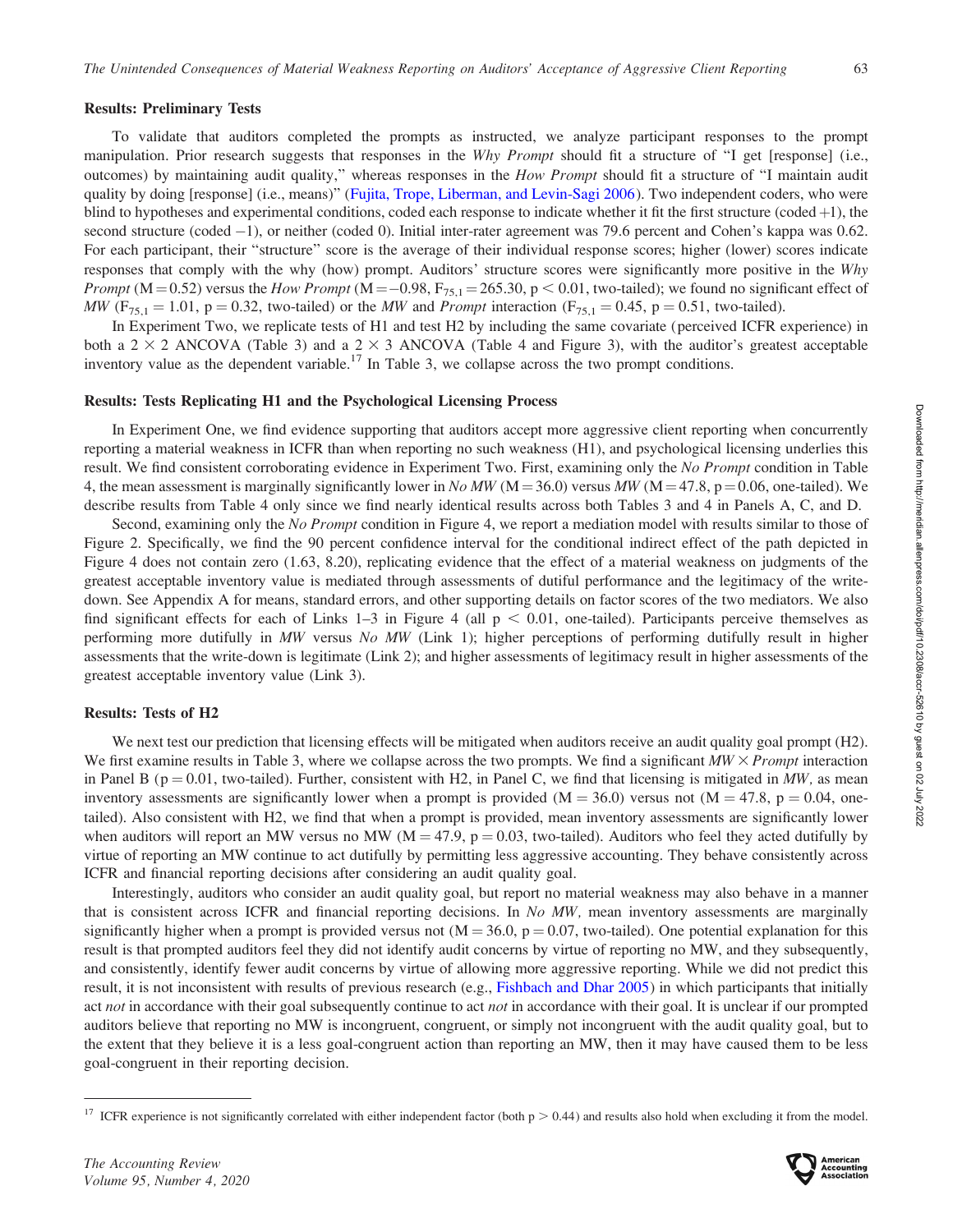### Results: Preliminary Tests

To validate that auditors completed the prompts as instructed, we analyze participant responses to the prompt manipulation. Prior research suggests that responses in the *Why Prompt* should fit a structure of "I get [response] (i.e., outcomes) by maintaining audit quality," whereas responses in the *How Prompt* should fit a structure of "I maintain audit quality by doing [response] (i.e., means)" (Fujita, Trope, Liberman, and Levin-Sagi 2006). Two independent coders, who were blind to hypotheses and experimental conditions, coded each response to indicate whether it fit the first structure (coded +1), the second structure (coded −1), or neither (coded 0). Initial inter-rater agreement was 79.6 percent and Cohen's kappa was 0.62. For each participant, their "structure" score is the average of their individual response scores; higher (lower) scores indicate responses that comply with the why (how) prompt. Auditors' structure scores were significantly more positive in the *Why Prompt* (M = 0.52) versus the *How Prompt* (M = −0.98, $F_{75,1} = 265.30$, $p < 0.01$, two-tailed); we found no significant effect of *MW* ($F_{75,1} = 1.01$, $p = 0.32$, two-tailed) or the *MW* and *Prompt* interaction ($F_{75,1} = 0.45$, $p = 0.51$, two-tailed).

In Experiment Two, we replicate tests of H1 and test H2 by including the same covariate (perceived ICFR experience) in both a 2 × 2 ANCOVA (Table 3) and a 2 × 3 ANCOVA (Table 4 and Figure 3), with the auditor's greatest acceptable inventory value as the dependent variable.[17] In Table 3, we collapse across the two prompt conditions.

### Results: Tests Replicating H1 and the Psychological Licensing Process

In Experiment One, we find evidence supporting that auditors accept more aggressive client reporting when concurrently reporting a material weakness in ICFR than when reporting no such weakness (H1), and psychological licensing underlies this result. We find consistent corroborating evidence in Experiment Two. First, examining only the *No Prompt* condition in Table 4, the mean assessment is marginally significantly lower in *No MW* (M = 36.0) versus *MW* (M = 47.8, p = 0.06, one-tailed). We describe results from Table 4 only since we find nearly identical results across both Tables 3 and 4 in Panels A, C, and D.

Second, examining only the *No Prompt* condition in Figure 4, we report a mediation model with results similar to those of Figure 2. Specifically, we find the 90 percent confidence interval for the conditional indirect effect of the path depicted in Figure 4 does not contain zero (1.63, 8.20), replicating evidence that the effect of a material weakness on judgments of the greatest acceptable inventory value is mediated through assessments of dutiful performance and the legitimacy of the write-down. See Appendix A for means, standard errors, and other supporting details on factor scores of the two mediators. We also find significant effects for each of Links 1–3 in Figure 4 (all $p < 0.01$, one-tailed). Participants perceive themselves as performing more dutifully in *MW* versus *No MW* (Link 1); higher perceptions of performing dutifully result in higher assessments that the write-down is legitimate (Link 2); and higher assessments of legitimacy result in higher assessments of the greatest acceptable inventory value (Link 3).

### Results: Tests of H2

We next test our prediction that licensing effects will be mitigated when auditors receive an audit quality goal prompt (H2). We first examine results in Table 3, where we collapse across the two prompts. We find a significant *MW* × *Prompt* interaction in Panel B (p = 0.01, two-tailed). Further, consistent with H2, in Panel C, we find that licensing is mitigated in *MW,* as mean inventory assessments are significantly lower when a prompt is provided (M = 36.0) versus not (M = 47.8, p = 0.04, one-tailed). Also consistent with H2, we find that when a prompt is provided, mean inventory assessments are significantly lower when auditors will report an MW versus no MW (M = 47.9, p = 0.03, two-tailed). Auditors who feel they acted dutifully by virtue of reporting an MW continue to act dutifully by permitting less aggressive accounting. They behave consistently across ICFR and financial reporting decisions after considering an audit quality goal.

Interestingly, auditors who consider an audit quality goal, but report no material weakness may also behave in a manner that is consistent across ICFR and financial reporting decisions. In *No MW,* mean inventory assessments are marginally significantly higher when a prompt is provided versus not (M = 36.0, p = 0.07, two-tailed). One potential explanation for this result is that prompted auditors feel they did not identify audit concerns by virtue of reporting no MW, and they subsequently, and consistently, identify fewer audit concerns by virtue of allowing more aggressive reporting. While we did not predict this result, it is not inconsistent with results of previous research (e.g., Fishbach and Dhar 2005) in which participants that initially act *not* in accordance with their goal subsequently continue to act *not* in accordance with their goal. It is unclear if our prompted auditors believe that reporting no MW is incongruent, congruent, or simply not incongruent with the audit quality goal, but to the extent that they believe it is a less goal-congruent action than reporting an MW, then it may have caused them to be less goal-congruent in their reporting decision.

---

[17] ICFR experience is not significantly correlated with either independent factor (both $p > 0.44$) and results also hold when excluding it from the model.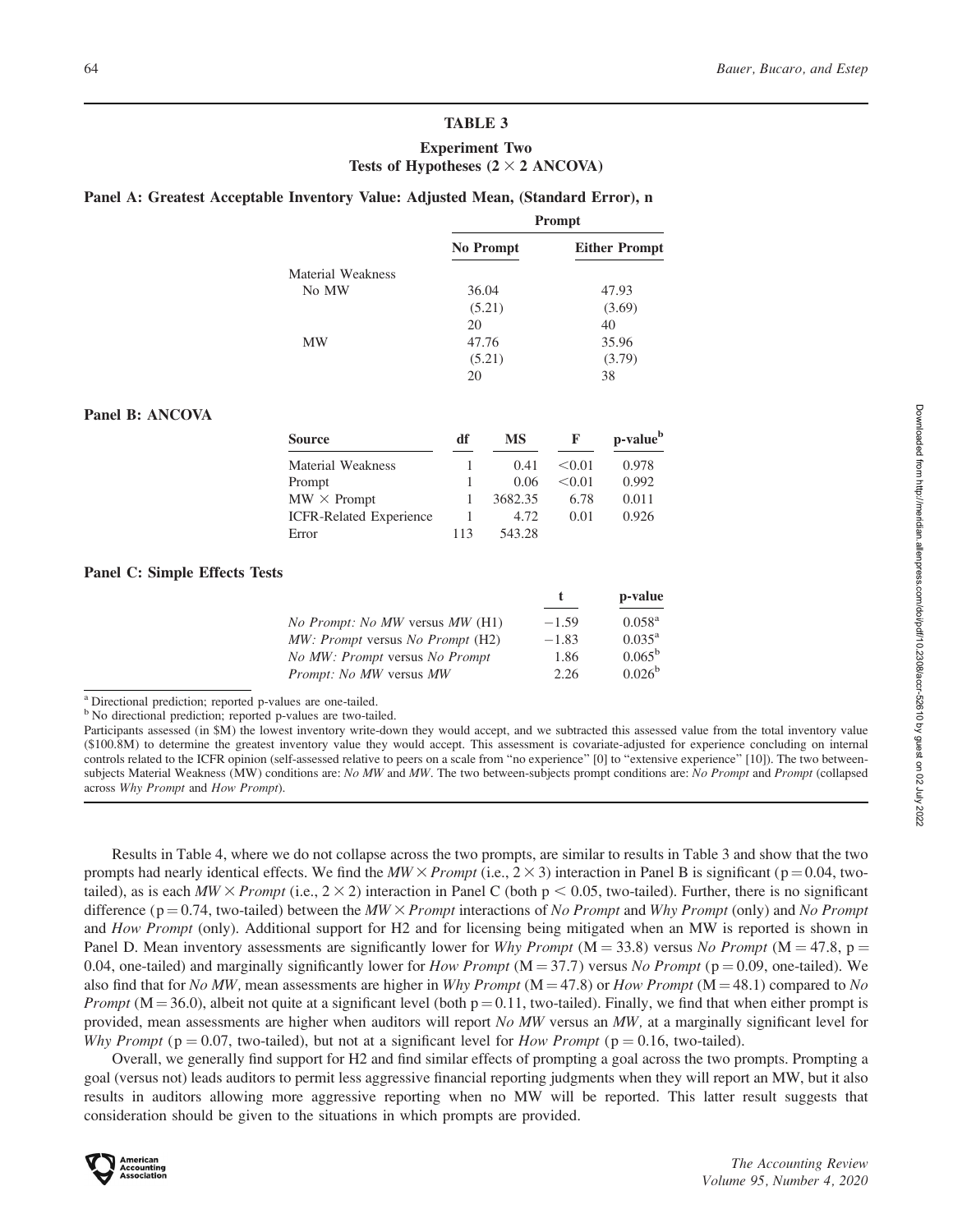### TABLE 3

### Experiment Two
### Tests of Hypotheses (2 × 2 ANCOVA)

**Panel A: Greatest Acceptable Inventory Value: Adjusted Mean, (Standard Error), n**

| | Prompt | |
|---|---|---|
| | **No Prompt** | **Either Prompt** |
| Material Weakness | | |
| No MW | 36.04 | 47.93 |
| | (5.21) | (3.69) |
| | 20 | 40 |
| MW | 47.76 | 35.96 |
| | (5.21) | (3.79) |
| | 20 | 38 |

**Panel B: ANCOVA**

| Source | df | MS | F | p-value[b] |
|---|---|---|---|---|
| Material Weakness | 1 | 0.41 | <0.01 | 0.978 |
| Prompt | 1 | 0.06 | <0.01 | 0.992 |
| MW × Prompt | 1 | 3682.35 | 6.78 | 0.011 |
| ICFR-Related Experience | 1 | 4.72 | 0.01 | 0.926 |
| Error | 113 | 543.28 | | |

**Panel C: Simple Effects Tests**

| | t | p-value |
|---|---|---|
| *No Prompt: No MW* versus *MW* (H1) | −1.59 | 0.058[a] |
| *MW: Prompt* versus *No Prompt* (H2) | −1.83 | 0.035[a] |
| *No MW: Prompt* versus *No Prompt* | 1.86 | 0.065[b] |
| *Prompt: No MW* versus *MW* | 2.26 | 0.026[b] |

[a] Directional prediction; reported p-values are one-tailed.
[b] No directional prediction; reported p-values are two-tailed.
Participants assessed (in \$M) the lowest inventory write-down they would accept, and we subtracted this assessed value from the total inventory value (\$100.8M) to determine the greatest inventory value they would accept. This assessment is covariate-adjusted for experience concluding on internal controls related to the ICFR opinion (self-assessed relative to peers on a scale from "no experience" [0] to "extensive experience" [10]). The two between-subjects Material Weakness (MW) conditions are: *No MW* and *MW*. The two between-subjects prompt conditions are: *No Prompt* and *Prompt* (collapsed across *Why Prompt* and *How Prompt*).

Results in Table 4, where we do not collapse across the two prompts, are similar to results in Table 3 and show that the two prompts had nearly identical effects. We find the *MW × Prompt* (i.e., 2 × 3) interaction in Panel B is significant ($p = 0.04$, two-tailed), as is each *MW × Prompt* (i.e., 2 × 2) interaction in Panel C (both $p < 0.05$, two-tailed). Further, there is no significant difference ($p = 0.74$, two-tailed) between the *MW × Prompt* interactions of *No Prompt* and *Why Prompt* (only) and *No Prompt* and *How Prompt* (only). Additional support for H2 and for licensing being mitigated when an MW is reported is shown in Panel D. Mean inventory assessments are significantly lower for *Why Prompt* ($M = 33.8$) versus *No Prompt* ($M = 47.8$, $p = 0.04$, one-tailed) and marginally significantly lower for *How Prompt* ($M = 37.7$) versus *No Prompt* ($p = 0.09$, one-tailed). We also find that for *No MW*, mean assessments are higher in *Why Prompt* ($M = 47.8$) or *How Prompt* ($M = 48.1$) compared to *No Prompt* ($M = 36.0$), albeit not quite at a significant level (both $p = 0.11$, two-tailed). Finally, we find that when either prompt is provided, mean assessments are higher when auditors will report *No MW* versus an *MW*, at a marginally significant level for *Why Prompt* ($p = 0.07$, two-tailed), but not at a significant level for *How Prompt* ($p = 0.16$, two-tailed).

Overall, we generally find support for H2 and find similar effects of prompting a goal across the two prompts. Prompting a goal (versus not) leads auditors to permit less aggressive financial reporting judgments when they will report an MW, but it also results in auditors allowing more aggressive reporting when no MW will be reported. This latter result suggests that consideration should be given to the situations in which prompts are provided.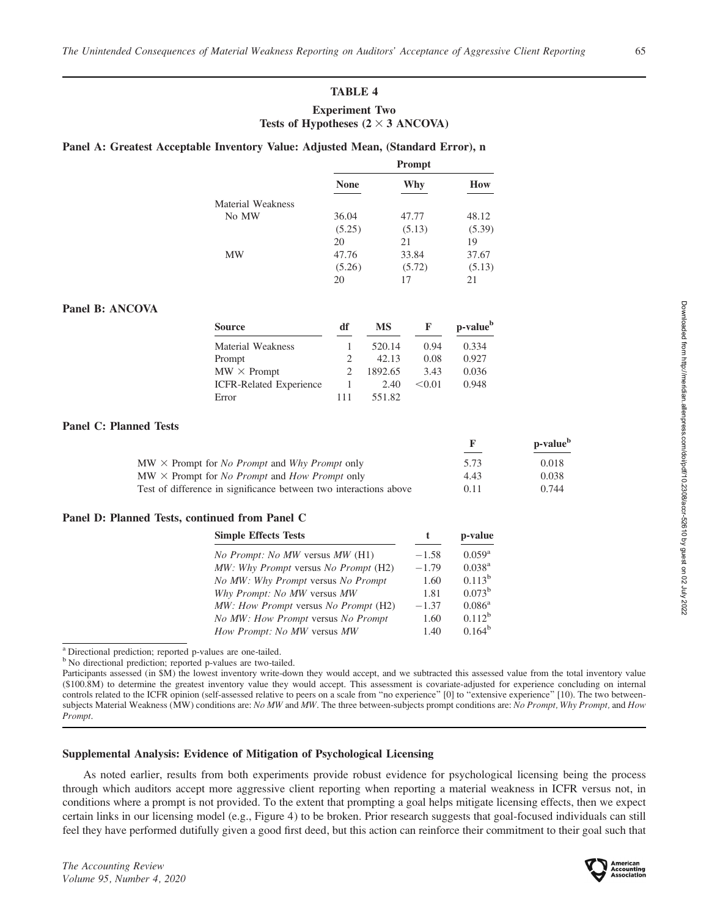## TABLE 4

### Experiment Two
### Tests of Hypotheses (2 × 3 ANCOVA)

**Panel A: Greatest Acceptable Inventory Value: Adjusted Mean, (Standard Error), n**

| | Prompt | | |
|---|---|---|---|
| | **None** | **Why** | **How** |
| Material Weakness | | | |
| No MW | 36.04 | 47.77 | 48.12 |
| | (5.25) | (5.13) | (5.39) |
| | 20 | 21 | 19 |
| MW | 47.76 | 33.84 | 37.67 |
| | (5.26) | (5.72) | (5.13) |
| | 20 | 17 | 21 |

**Panel B: ANCOVA**

| Source | df | MS | F | p-value[b] |
|---|---|---|---|---|
| Material Weakness | 1 | 520.14 | 0.94 | 0.334 |
| Prompt | 2 | 42.13 | 0.08 | 0.927 |
| MW × Prompt | 2 | 1892.65 | 3.43 | 0.036 |
| ICFR-Related Experience | 1 | 2.40 | <0.01 | 0.948 |
| Error | 111 | 551.82 | | |

**Panel C: Planned Tests**

| | F | p-value[b] |
|---|---|---|
| MW × Prompt for *No Prompt* and *Why Prompt* only | 5.73 | 0.018 |
| MW × Prompt for *No Prompt* and *How Prompt* only | 4.43 | 0.038 |
| Test of difference in significance between two interactions above | 0.11 | 0.744 |

**Panel D: Planned Tests, continued from Panel C**

| Simple Effects Tests | t | p-value |
|---|---|---|
| *No Prompt: No MW* versus *MW* (H1) | −1.58 | 0.059[a] |
| *MW: Why Prompt* versus *No Prompt* (H2) | −1.79 | 0.038[a] |
| *No MW: Why Prompt* versus *No Prompt* | 1.60 | 0.113[b] |
| *Why Prompt: No MW* versus *MW* | 1.81 | 0.073[b] |
| *MW: How Prompt* versus *No Prompt* (H2) | −1.37 | 0.086[a] |
| *No MW: How Prompt* versus *No Prompt* | 1.60 | 0.112[b] |
| *How Prompt: No MW* versus *MW* | 1.40 | 0.164[b] |

[a] Directional prediction; reported p-values are one-tailed.

[b] No directional prediction; reported p-values are two-tailed.

Participants assessed (in \$M) the lowest inventory write-down they would accept, and we subtracted this assessed value from the total inventory value (\$100.8M) to determine the greatest inventory value they would accept. This assessment is covariate-adjusted for experience concluding on internal controls related to the ICFR opinion (self-assessed relative to peers on a scale from "no experience" [0] to "extensive experience" [10). The two between-subjects Material Weakness (MW) conditions are: *No MW* and *MW*. The three between-subjects prompt conditions are: *No Prompt, Why Prompt,* and *How Prompt*.

### Supplemental Analysis: Evidence of Mitigation of Psychological Licensing

As noted earlier, results from both experiments provide robust evidence for psychological licensing being the process through which auditors accept more aggressive client reporting when reporting a material weakness in ICFR versus not, in conditions where a prompt is not provided. To the extent that prompting a goal helps mitigate licensing effects, then we expect certain links in our licensing model (e.g., Figure 4) to be broken. Prior research suggests that goal-focused individuals can still feel they have performed dutifully given a good first deed, but this action can reinforce their commitment to their goal such that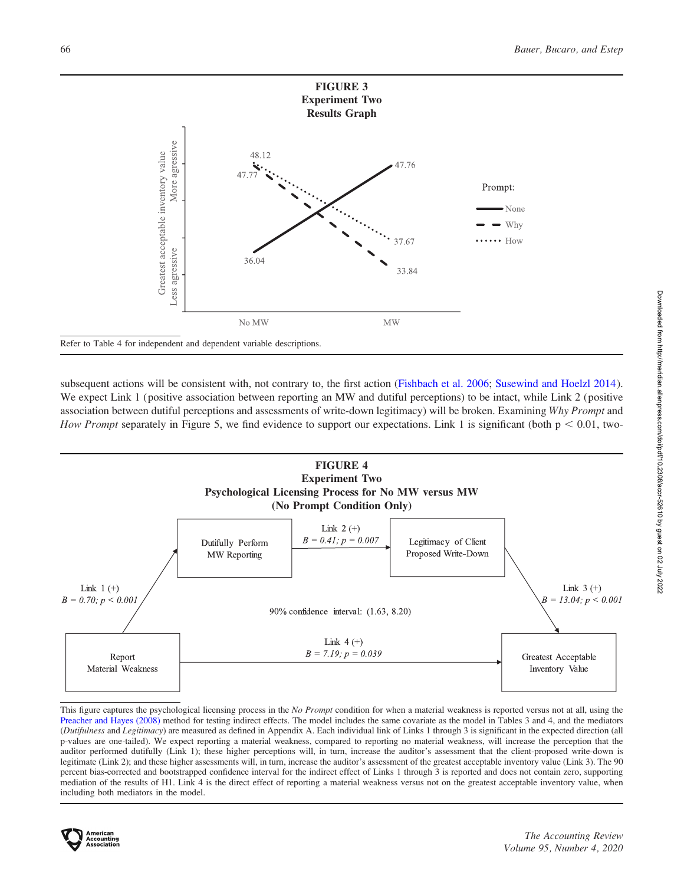**FIGURE 3**
**Experiment Two**
**Results Graph**

Refer to Table 4 for independent and dependent variable descriptions.

subsequent actions will be consistent with, not contrary to, the first action (Fishbach et al. 2006; Susewind and Hoelzl 2014). We expect Link 1 (positive association between reporting an MW and dutiful perceptions) to be intact, while Link 2 (positive association between dutiful perceptions and assessments of write-down legitimacy) will be broken. Examining *Why Prompt* and *How Prompt* separately in Figure 5, we find evidence to support our expectations. Link 1 is significant (both $p < 0.01$, two-

**FIGURE 4**
**Experiment Two**
**Psychological Licensing Process for No MW versus MW**
**(No Prompt Condition Only)**

This figure captures the psychological licensing process in the *No Prompt* condition for when a material weakness is reported versus not at all, using the Preacher and Hayes (2008) method for testing indirect effects. The model includes the same covariate as the model in Tables 3 and 4, and the mediators (*Dutifulness* and *Legitimacy*) are measured as defined in Appendix A. Each individual link of Links 1 through 3 is significant in the expected direction (all p-values are one-tailed). We expect reporting a material weakness, compared to reporting no material weakness, will increase the perception that the auditor performed dutifully (Link 1); these higher perceptions will, in turn, increase the auditor's assessment that the client-proposed write-down is legitimate (Link 2); and these higher assessments will, in turn, increase the auditor's assessment of the greatest acceptable inventory value (Link 3). The 90 percent bias-corrected and bootstrapped confidence interval for the indirect effect of Links 1 through 3 is reported and does not contain zero, supporting mediation of the results of H1. Link 4 is the direct effect of reporting a material weakness versus not on the greatest acceptable inventory value, when including both mediators in the model.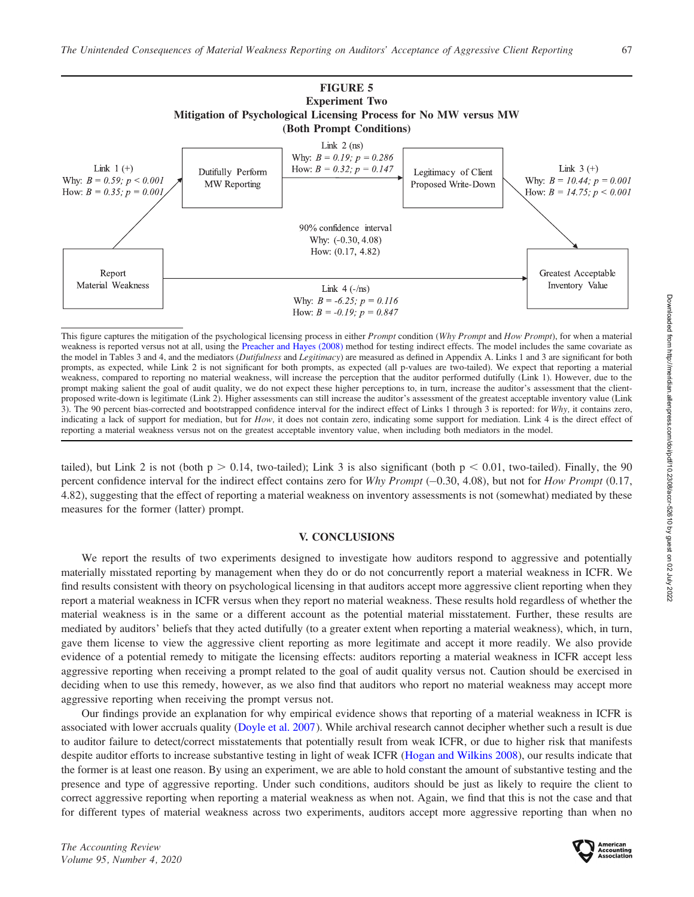**FIGURE 5**
**Experiment Two**
**Mitigation of Psychological Licensing Process for No MW versus MW**
**(Both Prompt Conditions)**

Report Material Weakness → Dutifully Perform MW Reporting → Legitimacy of Client Proposed Write-Down → Greatest Acceptable Inventory Value

Link 1 (+)
Why: $B = 0.59$; $p < 0.001$
How: $B = 0.35$; $p = 0.001$

Link 2 (ns)
Why: $B = 0.19$; $p = 0.286$
How: $B = 0.32$; $p = 0.147$

Link 3 (+)
Why: $B = 10.44$; $p = 0.001$
How: $B = 14.75$; $p < 0.001$

90% confidence interval
Why: (−0.30, 4.08)
How: (0.17, 4.82)

Link 4 (-/ns)
Why: $B = -6.25$; $p = 0.116$
How: $B = -0.19$; $p = 0.847$

This figure captures the mitigation of the psychological licensing process in either *Prompt* condition (*Why Prompt* and *How Prompt*), for when a material weakness is reported versus not at all, using the Preacher and Hayes (2008) method for testing indirect effects. The model includes the same covariate as the model in Tables 3 and 4, and the mediators (*Dutifulness* and *Legitimacy*) are measured as defined in Appendix A. Links 1 and 3 are significant for both prompts, as expected, while Link 2 is not significant for both prompts, as expected (all p-values are two-tailed). We expect that reporting a material weakness, compared to reporting no material weakness, will increase the perception that the auditor performed dutifully (Link 1). However, due to the prompt making salient the goal of audit quality, we do not expect these higher perceptions to, in turn, increase the auditor's assessment that the client-proposed write-down is legitimate (Link 2). Higher assessments can still increase the auditor's assessment of the greatest acceptable inventory value (Link 3). The 90 percent bias-corrected and bootstrapped confidence interval for the indirect effect of Links 1 through 3 is reported: for *Why*, it contains zero, indicating a lack of support for mediation, but for *How*, it does not contain zero, indicating some support for mediation. Link 4 is the direct effect of reporting a material weakness versus not on the greatest acceptable inventory value, when including both mediators in the model.

tailed), but Link 2 is not (both $p > 0.14$, two-tailed); Link 3 is also significant (both $p < 0.01$, two-tailed). Finally, the 90 percent confidence interval for the indirect effect contains zero for *Why Prompt* (–0.30, 4.08), but not for *How Prompt* (0.17, 4.82), suggesting that the effect of reporting a material weakness on inventory assessments is not (somewhat) mediated by these measures for the former (latter) prompt.

## V. CONCLUSIONS

We report the results of two experiments designed to investigate how auditors respond to aggressive and potentially materially misstated reporting by management when they do or do not concurrently report a material weakness in ICFR. We find results consistent with theory on psychological licensing in that auditors accept more aggressive client reporting when they report a material weakness in ICFR versus when they report no material weakness. These results hold regardless of whether the material weakness is in the same or a different account as the potential material misstatement. Further, these results are mediated by auditors' beliefs that they acted dutifully (to a greater extent when reporting a material weakness), which, in turn, gave them license to view the aggressive client reporting as more legitimate and accept it more readily. We also provide evidence of a potential remedy to mitigate the licensing effects: auditors reporting a material weakness in ICFR accept less aggressive reporting when receiving a prompt related to the goal of audit quality versus not. Caution should be exercised in deciding when to use this remedy, however, as we also find that auditors who report no material weakness may accept more aggressive reporting when receiving the prompt versus not.

Our findings provide an explanation for why empirical evidence shows that reporting of a material weakness in ICFR is associated with lower accruals quality (Doyle et al. 2007). While archival research cannot decipher whether such a result is due to auditor failure to detect/correct misstatements that potentially result from weak ICFR, or due to higher risk that manifests despite auditor efforts to increase substantive testing in light of weak ICFR (Hogan and Wilkins 2008), our results indicate that the former is at least one reason. By using an experiment, we are able to hold constant the amount of substantive testing and the presence and type of aggressive reporting. Under such conditions, auditors should be just as likely to require the client to correct aggressive reporting when reporting a material weakness as when not. Again, we find that this is not the case and that for different types of material weakness across two experiments, auditors accept more aggressive reporting than when no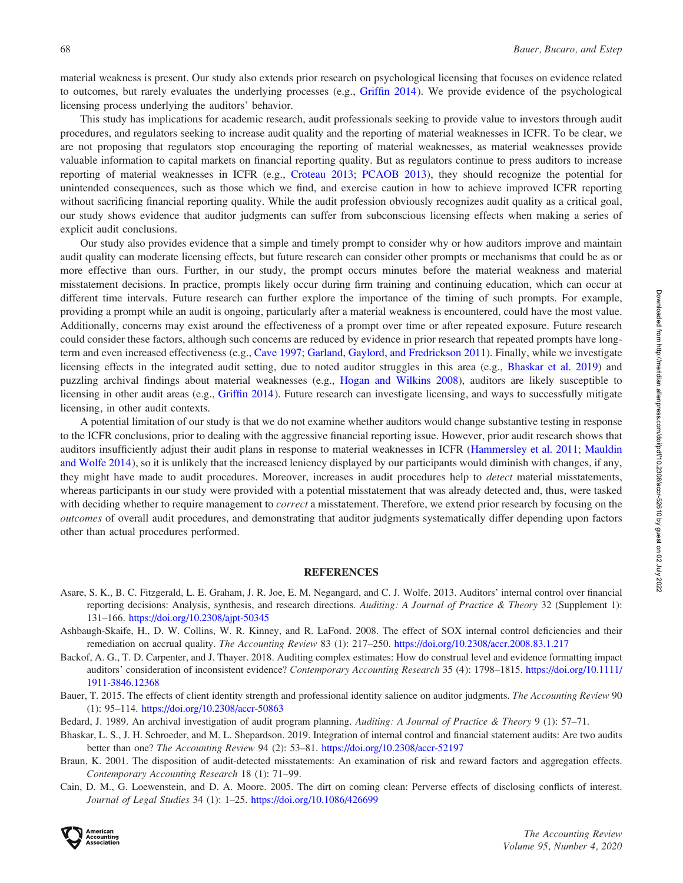material weakness is present. Our study also extends prior research on psychological licensing that focuses on evidence related to outcomes, but rarely evaluates the underlying processes (e.g., Griffin 2014). We provide evidence of the psychological licensing process underlying the auditors' behavior.

This study has implications for academic research, audit professionals seeking to provide value to investors through audit procedures, and regulators seeking to increase audit quality and the reporting of material weaknesses in ICFR. To be clear, we are not proposing that regulators stop encouraging the reporting of material weaknesses, as material weaknesses provide valuable information to capital markets on financial reporting quality. But as regulators continue to press auditors to increase reporting of material weaknesses in ICFR (e.g., Croteau 2013; PCAOB 2013), they should recognize the potential for unintended consequences, such as those which we find, and exercise caution in how to achieve improved ICFR reporting without sacrificing financial reporting quality. While the audit profession obviously recognizes audit quality as a critical goal, our study shows evidence that auditor judgments can suffer from subconscious licensing effects when making a series of explicit audit conclusions.

Our study also provides evidence that a simple and timely prompt to consider why or how auditors improve and maintain audit quality can moderate licensing effects, but future research can consider other prompts or mechanisms that could be as or more effective than ours. Further, in our study, the prompt occurs minutes before the material weakness and material misstatement decisions. In practice, prompts likely occur during firm training and continuing education, which can occur at different time intervals. Future research can further explore the importance of the timing of such prompts. For example, providing a prompt while an audit is ongoing, particularly after a material weakness is encountered, could have the most value. Additionally, concerns may exist around the effectiveness of a prompt over time or after repeated exposure. Future research could consider these factors, although such concerns are reduced by evidence in prior research that repeated prompts have long-term and even increased effectiveness (e.g., Cave 1997; Garland, Gaylord, and Fredrickson 2011). Finally, while we investigate licensing effects in the integrated audit setting, due to noted auditor struggles in this area (e.g., Bhaskar et al. 2019) and puzzling archival findings about material weaknesses (e.g., Hogan and Wilkins 2008), auditors are likely susceptible to licensing in other audit areas (e.g., Griffin 2014). Future research can investigate licensing, and ways to successfully mitigate licensing, in other audit contexts.

A potential limitation of our study is that we do not examine whether auditors would change substantive testing in response to the ICFR conclusions, prior to dealing with the aggressive financial reporting issue. However, prior audit research shows that auditors insufficiently adjust their audit plans in response to material weaknesses in ICFR (Hammersley et al. 2011; Mauldin and Wolfe 2014), so it is unlikely that the increased leniency displayed by our participants would diminish with changes, if any, they might have made to audit procedures. Moreover, increases in audit procedures help to *detect* material misstatements, whereas participants in our study were provided with a potential misstatement that was already detected and, thus, were tasked with deciding whether to require management to *correct* a misstatement. Therefore, we extend prior research by focusing on the *outcomes* of overall audit procedures, and demonstrating that auditor judgments systematically differ depending upon factors other than actual procedures performed.

## REFERENCES

Asare, S. K., B. C. Fitzgerald, L. E. Graham, J. R. Joe, E. M. Negangard, and C. J. Wolfe. 2013. Auditors' internal control over financial reporting decisions: Analysis, synthesis, and research directions. *Auditing: A Journal of Practice & Theory* 32 (Supplement 1): 131–166. https://doi.org/10.2308/ajpt-50345

Ashbaugh-Skaife, H., D. W. Collins, W. R. Kinney, and R. LaFond. 2008. The effect of SOX internal control deficiencies and their remediation on accrual quality. *The Accounting Review* 83 (1): 217–250. https://doi.org/10.2308/accr.2008.83.1.217

Backof, A. G., T. D. Carpenter, and J. Thayer. 2018. Auditing complex estimates: How do construal level and evidence formatting impact auditors' consideration of inconsistent evidence? *Contemporary Accounting Research* 35 (4): 1798–1815. https://doi.org/10.1111/1911-3846.12368

Bauer, T. 2015. The effects of client identity strength and professional identity salience on auditor judgments. *The Accounting Review* 90 (1): 95–114. https://doi.org/10.2308/accr-50863

Bedard, J. 1989. An archival investigation of audit program planning. *Auditing: A Journal of Practice & Theory* 9 (1): 57–71.

Bhaskar, L. S., J. H. Schroeder, and M. L. Shepardson. 2019. Integration of internal control and financial statement audits: Are two audits better than one? *The Accounting Review* 94 (2): 53–81. https://doi.org/10.2308/accr-52197

Braun, K. 2001. The disposition of audit-detected misstatements: An examination of risk and reward factors and aggregation effects. *Contemporary Accounting Research* 18 (1): 71–99.

Cain, D. M., G. Loewenstein, and D. A. Moore. 2005. The dirt on coming clean: Perverse effects of disclosing conflicts of interest. *Journal of Legal Studies* 34 (1): 1–25. https://doi.org/10.1086/426699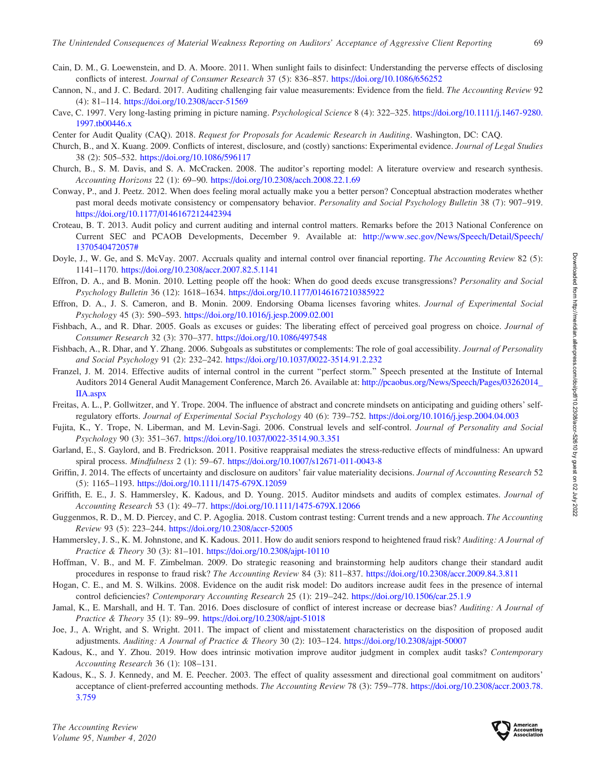Cain, D. M., G. Loewenstein, and D. A. Moore. 2011. When sunlight fails to disinfect: Understanding the perverse effects of disclosing conflicts of interest. *Journal of Consumer Research* 37 (5): 836–857. https://doi.org/10.1086/656252

Cannon, N., and J. C. Bedard. 2017. Auditing challenging fair value measurements: Evidence from the field. *The Accounting Review* 92 (4): 81–114. https://doi.org/10.2308/accr-51569

Cave, C. 1997. Very long-lasting priming in picture naming. *Psychological Science* 8 (4): 322–325. https://doi.org/10.1111/j.1467-9280.1997.tb00446.x

Center for Audit Quality (CAQ). 2018. *Request for Proposals for Academic Research in Auditing*. Washington, DC: CAQ.

Church, B., and X. Kuang. 2009. Conflicts of interest, disclosure, and (costly) sanctions: Experimental evidence. *Journal of Legal Studies* 38 (2): 505–532. https://doi.org/10.1086/596117

Church, B., S. M. Davis, and S. A. McCracken. 2008. The auditor's reporting model: A literature overview and research synthesis. *Accounting Horizons* 22 (1): 69–90. https://doi.org/10.2308/acch.2008.22.1.69

Conway, P., and J. Peetz. 2012. When does feeling moral actually make you a better person? Conceptual abstraction moderates whether past moral deeds motivate consistency or compensatory behavior. *Personality and Social Psychology Bulletin* 38 (7): 907–919. https://doi.org/10.1177/0146167212442394

Croteau, B. T. 2013. Audit policy and current auditing and internal control matters. Remarks before the 2013 National Conference on Current SEC and PCAOB Developments, December 9. Available at: http://www.sec.gov/News/Speech/Detail/Speech/1370540472057#

Doyle, J., W. Ge, and S. McVay. 2007. Accruals quality and internal control over financial reporting. *The Accounting Review* 82 (5): 1141–1170. https://doi.org/10.2308/accr.2007.82.5.1141

Effron, D. A., and B. Monin. 2010. Letting people off the hook: When do good deeds excuse transgressions? *Personality and Social Psychology Bulletin* 36 (12): 1618–1634. https://doi.org/10.1177/0146167210385922

Effron, D. A., J. S. Cameron, and B. Monin. 2009. Endorsing Obama licenses favoring whites. *Journal of Experimental Social Psychology* 45 (3): 590–593. https://doi.org/10.1016/j.jesp.2009.02.001

Fishbach, A., and R. Dhar. 2005. Goals as excuses or guides: The liberating effect of perceived goal progress on choice. *Journal of Consumer Research* 32 (3): 370–377. https://doi.org/10.1086/497548

Fishbach, A., R. Dhar, and Y. Zhang. 2006. Subgoals as substitutes or complements: The role of goal accessibility. *Journal of Personality and Social Psychology* 91 (2): 232–242. https://doi.org/10.1037/0022-3514.91.2.232

Franzel, J. M. 2014. Effective audits of internal control in the current "perfect storm." Speech presented at the Institute of Internal Auditors 2014 General Audit Management Conference, March 26. Available at: http://pcaobus.org/News/Speech/Pages/03262014_IIA.aspx

Freitas, A. L., P. Gollwitzer, and Y. Trope. 2004. The influence of abstract and concrete mindsets on anticipating and guiding others' self-regulatory efforts. *Journal of Experimental Social Psychology* 40 (6): 739–752. https://doi.org/10.1016/j.jesp.2004.04.003

Fujita, K., Y. Trope, N. Liberman, and M. Levin-Sagi. 2006. Construal levels and self-control. *Journal of Personality and Social Psychology* 90 (3): 351–367. https://doi.org/10.1037/0022-3514.90.3.351

Garland, E., S. Gaylord, and B. Fredrickson. 2011. Positive reappraisal mediates the stress-reductive effects of mindfulness: An upward spiral process. *Mindfulness* 2 (1): 59–67. https://doi.org/10.1007/s12671-011-0043-8

Griffin, J. 2014. The effects of uncertainty and disclosure on auditors' fair value materiality decisions. *Journal of Accounting Research* 52 (5): 1165–1193. https://doi.org/10.1111/1475-679X.12059

Griffith, E. E., J. S. Hammersley, K. Kadous, and D. Young. 2015. Auditor mindsets and audits of complex estimates. *Journal of Accounting Research* 53 (1): 49–77. https://doi.org/10.1111/1475-679X.12066

Guggenmos, R. D., M. D. Piercey, and C. P. Agoglia. 2018. Custom contrast testing: Current trends and a new approach. *The Accounting Review* 93 (5): 223–244. https://doi.org/10.2308/accr-52005

Hammersley, J. S., K. M. Johnstone, and K. Kadous. 2011. How do audit seniors respond to heightened fraud risk? *Auditing: A Journal of Practice & Theory* 30 (3): 81–101. https://doi.org/10.2308/ajpt-10110

Hoffman, V. B., and M. F. Zimbelman. 2009. Do strategic reasoning and brainstorming help auditors change their standard audit procedures in response to fraud risk? *The Accounting Review* 84 (3): 811–837. https://doi.org/10.2308/accr.2009.84.3.811

Hogan, C. E., and M. S. Wilkins. 2008. Evidence on the audit risk model: Do auditors increase audit fees in the presence of internal control deficiencies? *Contemporary Accounting Research* 25 (1): 219–242. https://doi.org/10.1506/car.25.1.9

Jamal, K., E. Marshall, and H. T. Tan. 2016. Does disclosure of conflict of interest increase or decrease bias? *Auditing: A Journal of Practice & Theory* 35 (1): 89–99. https://doi.org/10.2308/ajpt-51018

Joe, J., A. Wright, and S. Wright. 2011. The impact of client and misstatement characteristics on the disposition of proposed audit adjustments. *Auditing: A Journal of Practice & Theory* 30 (2): 103–124. https://doi.org/10.2308/ajpt-50007

Kadous, K., and Y. Zhou. 2019. How does intrinsic motivation improve auditor judgment in complex audit tasks? *Contemporary Accounting Research* 36 (1): 108–131.

Kadous, K., S. J. Kennedy, and M. E. Peecher. 2003. The effect of quality assessment and directional goal commitment on auditors' acceptance of client-preferred accounting methods. *The Accounting Review* 78 (3): 759–778. https://doi.org/10.2308/accr.2003.78.3.759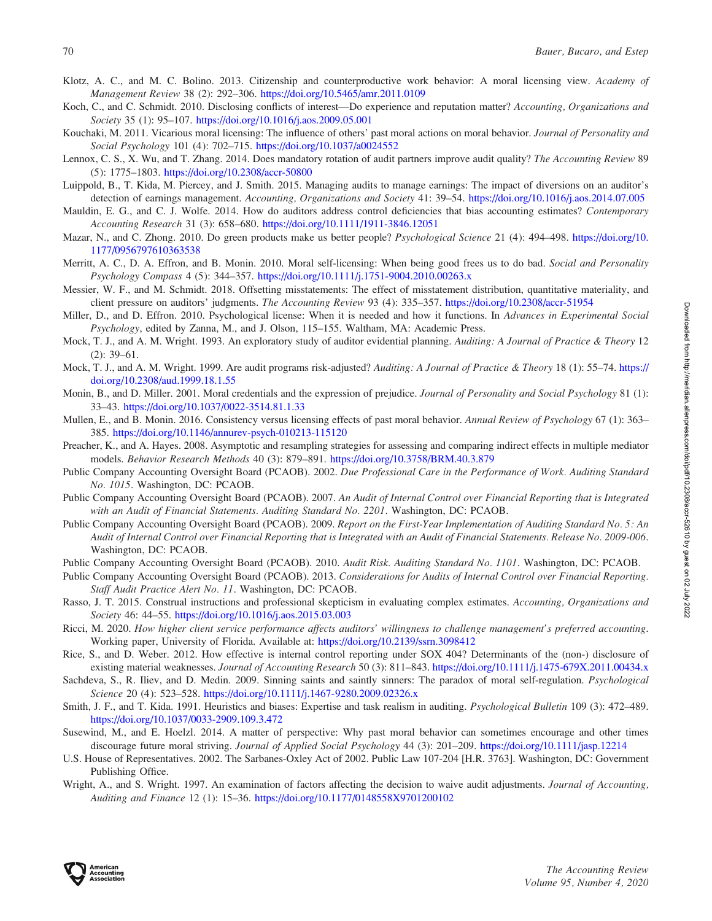Klotz, A. C., and M. C. Bolino. 2013. Citizenship and counterproductive work behavior: A moral licensing view. *Academy of Management Review* 38 (2): 292–306. https://doi.org/10.5465/amr.2011.0109

Koch, C., and C. Schmidt. 2010. Disclosing conflicts of interest—Do experience and reputation matter? *Accounting, Organizations and Society* 35 (1): 95–107. https://doi.org/10.1016/j.aos.2009.05.001

Kouchaki, M. 2011. Vicarious moral licensing: The influence of others' past moral actions on moral behavior. *Journal of Personality and Social Psychology* 101 (4): 702–715. https://doi.org/10.1037/a0024552

Lennox, C. S., X. Wu, and T. Zhang. 2014. Does mandatory rotation of audit partners improve audit quality? *The Accounting Review* 89 (5): 1775–1803. https://doi.org/10.2308/accr-50800

Luippold, B., T. Kida, M. Piercey, and J. Smith. 2015. Managing audits to manage earnings: The impact of diversions on an auditor's detection of earnings management. *Accounting, Organizations and Society* 41: 39–54. https://doi.org/10.1016/j.aos.2014.07.005

Mauldin, E. G., and C. J. Wolfe. 2014. How do auditors address control deficiencies that bias accounting estimates? *Contemporary Accounting Research* 31 (3): 658–680. https://doi.org/10.1111/1911-3846.12051

Mazar, N., and C. Zhong. 2010. Do green products make us better people? *Psychological Science* 21 (4): 494–498. https://doi.org/10.1177/0956797610363538

Merritt, A. C., D. A. Effron, and B. Monin. 2010. Moral self-licensing: When being good frees us to do bad. *Social and Personality Psychology Compass* 4 (5): 344–357. https://doi.org/10.1111/j.1751-9004.2010.00263.x

Messier, W. F., and M. Schmidt. 2018. Offsetting misstatements: The effect of misstatement distribution, quantitative materiality, and client pressure on auditors' judgments. *The Accounting Review* 93 (4): 335–357. https://doi.org/10.2308/accr-51954

Miller, D., and D. Effron. 2010. Psychological license: When it is needed and how it functions. In *Advances in Experimental Social Psychology*, edited by Zanna, M., and J. Olson, 115–155. Waltham, MA: Academic Press.

Mock, T. J., and A. M. Wright. 1993. An exploratory study of auditor evidential planning. *Auditing: A Journal of Practice & Theory* 12 (2): 39–61.

Mock, T. J., and A. M. Wright. 1999. Are audit programs risk-adjusted? *Auditing: A Journal of Practice & Theory* 18 (1): 55–74. https://doi.org/10.2308/aud.1999.18.1.55

Monin, B., and D. Miller. 2001. Moral credentials and the expression of prejudice. *Journal of Personality and Social Psychology* 81 (1): 33–43. https://doi.org/10.1037/0022-3514.81.1.33

Mullen, E., and B. Monin. 2016. Consistency versus licensing effects of past moral behavior. *Annual Review of Psychology* 67 (1): 363–385. https://doi.org/10.1146/annurev-psych-010213-115120

Preacher, K., and A. Hayes. 2008. Asymptotic and resampling strategies for assessing and comparing indirect effects in multiple mediator models. *Behavior Research Methods* 40 (3): 879–891. https://doi.org/10.3758/BRM.40.3.879

Public Company Accounting Oversight Board (PCAOB). 2002. *Due Professional Care in the Performance of Work. Auditing Standard No. 1015*. Washington, DC: PCAOB.

Public Company Accounting Oversight Board (PCAOB). 2007. *An Audit of Internal Control over Financial Reporting that is Integrated with an Audit of Financial Statements. Auditing Standard No. 2201*. Washington, DC: PCAOB.

Public Company Accounting Oversight Board (PCAOB). 2009. *Report on the First-Year Implementation of Auditing Standard No. 5: An Audit of Internal Control over Financial Reporting that is Integrated with an Audit of Financial Statements. Release No. 2009-006*. Washington, DC: PCAOB.

Public Company Accounting Oversight Board (PCAOB). 2010. *Audit Risk. Auditing Standard No. 1101*. Washington, DC: PCAOB.

Public Company Accounting Oversight Board (PCAOB). 2013. *Considerations for Audits of Internal Control over Financial Reporting. Staff Audit Practice Alert No. 11*. Washington, DC: PCAOB.

Rasso, J. T. 2015. Construal instructions and professional skepticism in evaluating complex estimates. *Accounting, Organizations and Society* 46: 44–55. https://doi.org/10.1016/j.aos.2015.03.003

Ricci, M. 2020. *How higher client service performance affects auditors' willingness to challenge management's preferred accounting*. Working paper, University of Florida. Available at: https://doi.org/10.2139/ssrn.3098412

Rice, S., and D. Weber. 2012. How effective is internal control reporting under SOX 404? Determinants of the (non-) disclosure of existing material weaknesses. *Journal of Accounting Research* 50 (3): 811–843. https://doi.org/10.1111/j.1475-679X.2011.00434.x

Sachdeva, S., R. Iliev, and D. Medin. 2009. Sinning saints and saintly sinners: The paradox of moral self-regulation. *Psychological Science* 20 (4): 523–528. https://doi.org/10.1111/j.1467-9280.2009.02326.x

Smith, J. F., and T. Kida. 1991. Heuristics and biases: Expertise and task realism in auditing. *Psychological Bulletin* 109 (3): 472–489. https://doi.org/10.1037/0033-2909.109.3.472

Susewind, M., and E. Hoelzl. 2014. A matter of perspective: Why past moral behavior can sometimes encourage and other times discourage future moral striving. *Journal of Applied Social Psychology* 44 (3): 201–209. https://doi.org/10.1111/jasp.12214

U.S. House of Representatives. 2002. The Sarbanes-Oxley Act of 2002. Public Law 107-204 [H.R. 3763]. Washington, DC: Government Publishing Office.

Wright, A., and S. Wright. 1997. An examination of factors affecting the decision to waive audit adjustments. *Journal of Accounting, Auditing and Finance* 12 (1): 15–36. https://doi.org/10.1177/0148558X9701200102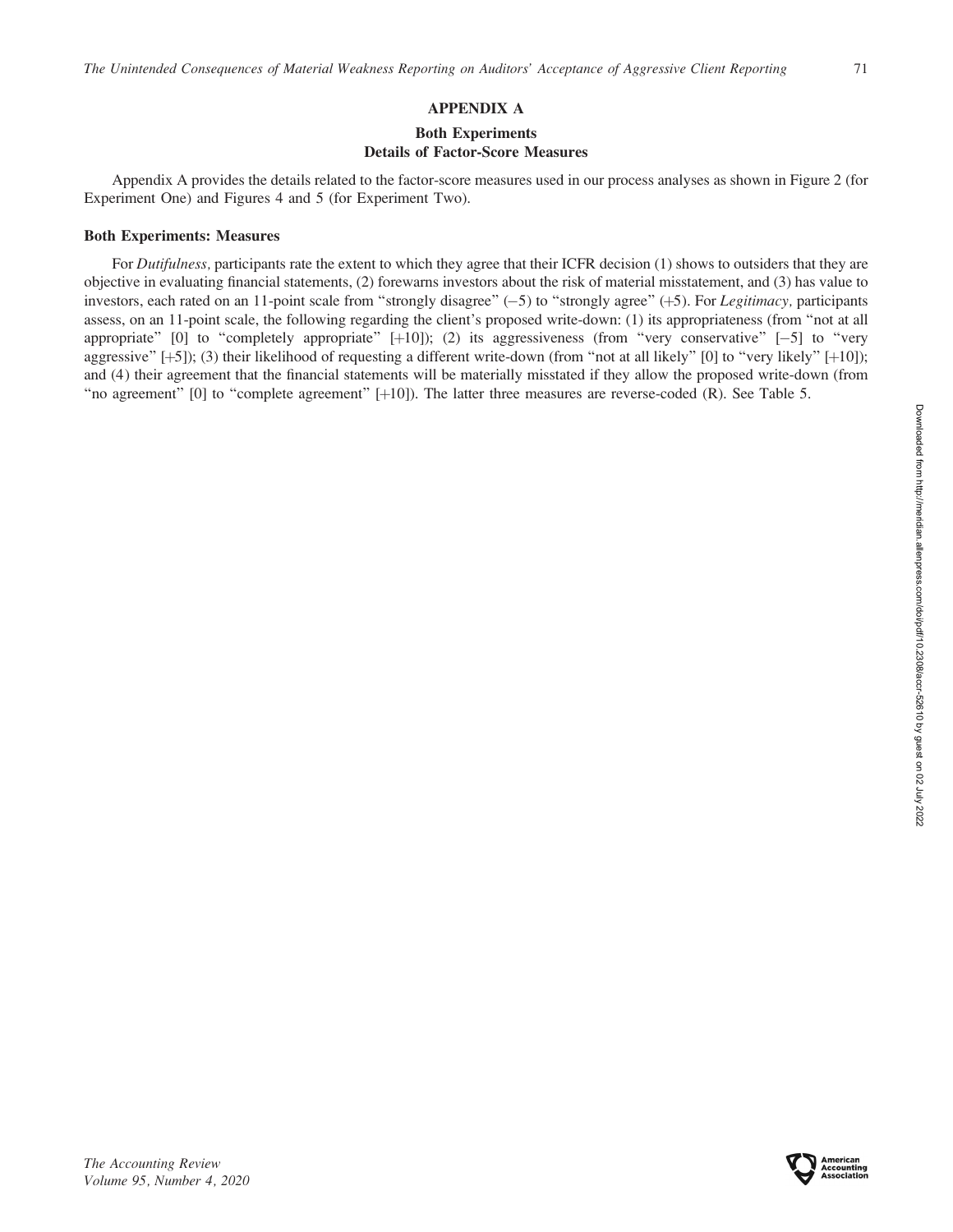## APPENDIX A

### Both Experiments
### Details of Factor-Score Measures

Appendix A provides the details related to the factor-score measures used in our process analyses as shown in Figure 2 (for Experiment One) and Figures 4 and 5 (for Experiment Two).

#### Both Experiments: Measures

For *Dutifulness,* participants rate the extent to which they agree that their ICFR decision (1) shows to outsiders that they are objective in evaluating financial statements, (2) forewarns investors about the risk of material misstatement, and (3) has value to investors, each rated on an 11-point scale from "strongly disagree" (−5) to "strongly agree" (+5). For *Legitimacy,* participants assess, on an 11-point scale, the following regarding the client's proposed write-down: (1) its appropriateness (from "not at all appropriate" [0] to "completely appropriate" [+10]); (2) its aggressiveness (from "very conservative" [−5] to "very aggressive" [+5]); (3) their likelihood of requesting a different write-down (from "not at all likely" [0] to "very likely" [+10]); and (4) their agreement that the financial statements will be materially misstated if they allow the proposed write-down (from "no agreement" [0] to "complete agreement" [+10]). The latter three measures are reverse-coded (R). See Table 5.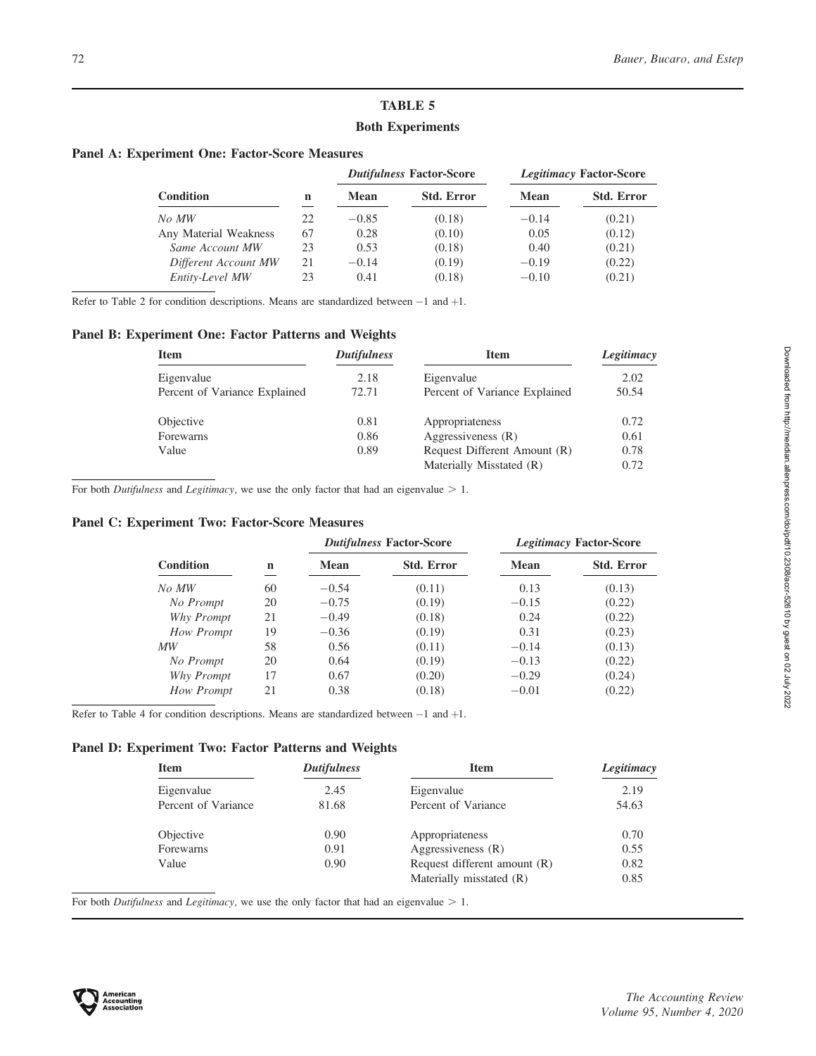## TABLE 5

### Both Experiments

#### Panel A: Experiment One: Factor-Score Measures

| | | *Dutifulness* Factor-Score | | *Legitimacy* Factor-Score | |
|---|---|---|---|---|---|
| **Condition** | **n** | **Mean** | **Std. Error** | **Mean** | **Std. Error** |
| *No MW* | 22 | −0.85 | (0.18) | −0.14 | (0.21) |
| Any Material Weakness | 67 | 0.28 | (0.10) | 0.05 | (0.12) |
| *Same Account MW* | 23 | 0.53 | (0.18) | 0.40 | (0.21) |
| *Different Account MW* | 21 | −0.14 | (0.19) | −0.19 | (0.22) |
| *Entity-Level MW* | 23 | 0.41 | (0.18) | −0.10 | (0.21) |

Refer to Table 2 for condition descriptions. Means are standardized between −1 and +1.

#### Panel B: Experiment One: Factor Patterns and Weights

| **Item** | ***Dutifulness*** | **Item** | ***Legitimacy*** |
|---|---|---|---|
| Eigenvalue | 2.18 | Eigenvalue | 2.02 |
| Percent of Variance Explained | 72.71 | Percent of Variance Explained | 50.54 |
| Objective | 0.81 | Appropriateness | 0.72 |
| Forewarns | 0.86 | Aggressiveness (R) | 0.61 |
| Value | 0.89 | Request Different Amount (R) | 0.78 |
| | | Materially Misstated (R) | 0.72 |

For both *Dutifulness* and *Legitimacy*, we use the only factor that had an eigenvalue > 1.

#### Panel C: Experiment Two: Factor-Score Measures

| | | *Dutifulness* Factor-Score | | *Legitimacy* Factor-Score | |
|---|---|---|---|---|---|
| **Condition** | **n** | **Mean** | **Std. Error** | **Mean** | **Std. Error** |
| *No MW* | 60 | −0.54 | (0.11) | 0.13 | (0.13) |
| *No Prompt* | 20 | −0.75 | (0.19) | −0.15 | (0.22) |
| *Why Prompt* | 21 | −0.49 | (0.18) | 0.24 | (0.22) |
| *How Prompt* | 19 | −0.36 | (0.19) | 0.31 | (0.23) |
| *MW* | 58 | 0.56 | (0.11) | −0.14 | (0.13) |
| *No Prompt* | 20 | 0.64 | (0.19) | −0.13 | (0.22) |
| *Why Prompt* | 17 | 0.67 | (0.20) | −0.29 | (0.24) |
| *How Prompt* | 21 | 0.38 | (0.18) | −0.01 | (0.22) |

Refer to Table 4 for condition descriptions. Means are standardized between −1 and +1.

#### Panel D: Experiment Two: Factor Patterns and Weights

| **Item** | ***Dutifulness*** | **Item** | ***Legitimacy*** |
|---|---|---|---|
| Eigenvalue | 2.45 | Eigenvalue | 2.19 |
| Percent of Variance | 81.68 | Percent of Variance | 54.63 |
| Objective | 0.90 | Appropriateness | 0.70 |
| Forewarns | 0.91 | Aggressiveness (R) | 0.55 |
| Value | 0.90 | Request different amount (R) | 0.82 |
| | | Materially misstated (R) | 0.85 |

For both *Dutifulness* and *Legitimacy*, we use the only factor that had an eigenvalue > 1.